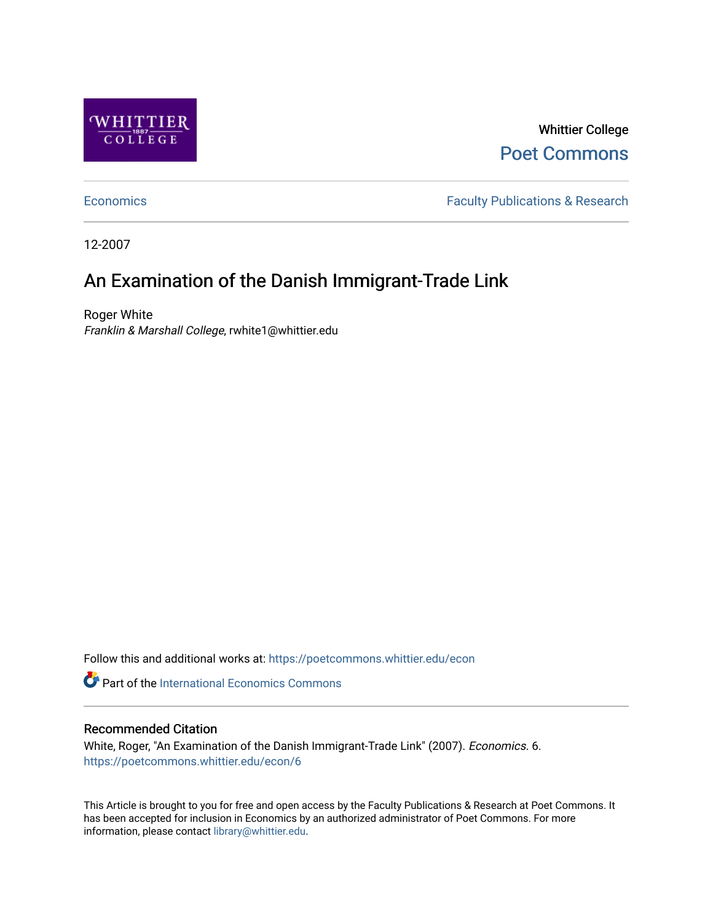Whittier College

Poet Commons

Economics

Faculty Publications & Research

12-2007

# An Examination of the Danish Immigrant-Trade Link

Roger White

*Franklin & Marshall College*, rwhite1@whittier.edu

Follow this and additional works at: https://poetcommons.whittier.edu/econ

Part of the International Economics Commons

## Recommended Citation

White, Roger, "An Examination of the Danish Immigrant-Trade Link" (2007). *Economics*. 6.
https://poetcommons.whittier.edu/econ/6

This Article is brought to you for free and open access by the Faculty Publications & Research at Poet Commons. It has been accepted for inclusion in Economics by an authorized administrator of Poet Commons. For more information, please contact library@whittier.edu.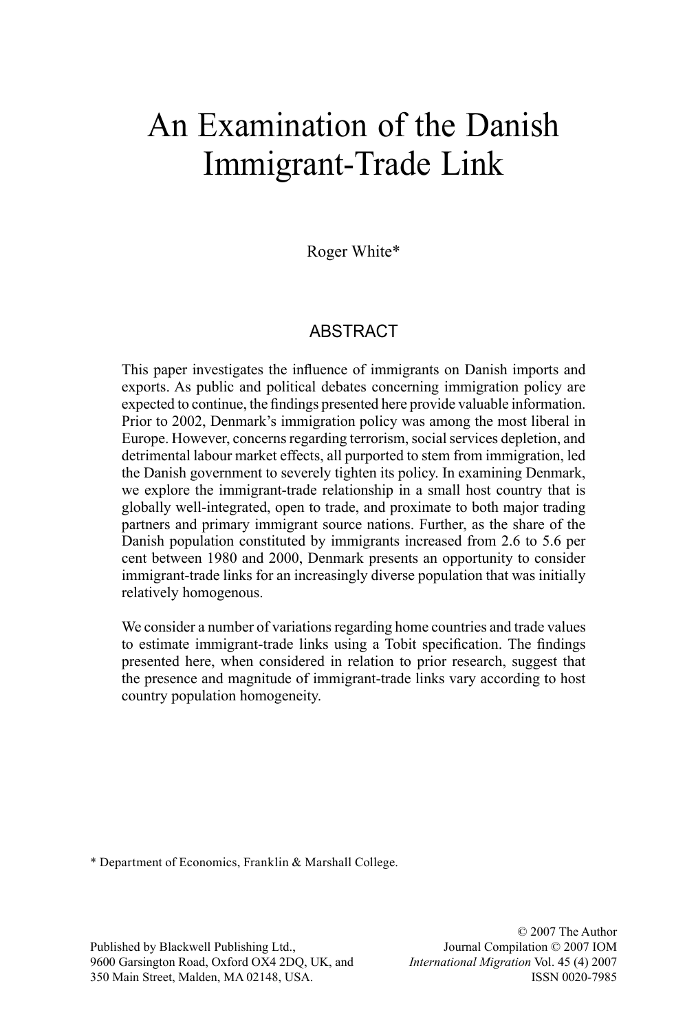# An Examination of the Danish Immigrant-Trade Link

Roger White*

## ABSTRACT

This paper investigates the influence of immigrants on Danish imports and exports. As public and political debates concerning immigration policy are expected to continue, the findings presented here provide valuable information. Prior to 2002, Denmark's immigration policy was among the most liberal in Europe. However, concerns regarding terrorism, social services depletion, and detrimental labour market effects, all purported to stem from immigration, led the Danish government to severely tighten its policy. In examining Denmark, we explore the immigrant-trade relationship in a small host country that is globally well-integrated, open to trade, and proximate to both major trading partners and primary immigrant source nations. Further, as the share of the Danish population constituted by immigrants increased from 2.6 to 5.6 per cent between 1980 and 2000, Denmark presents an opportunity to consider immigrant-trade links for an increasingly diverse population that was initially relatively homogenous.

We consider a number of variations regarding home countries and trade values to estimate immigrant-trade links using a Tobit specification. The findings presented here, when considered in relation to prior research, suggest that the presence and magnitude of immigrant-trade links vary according to host country population homogeneity.

\* Department of Economics, Franklin & Marshall College.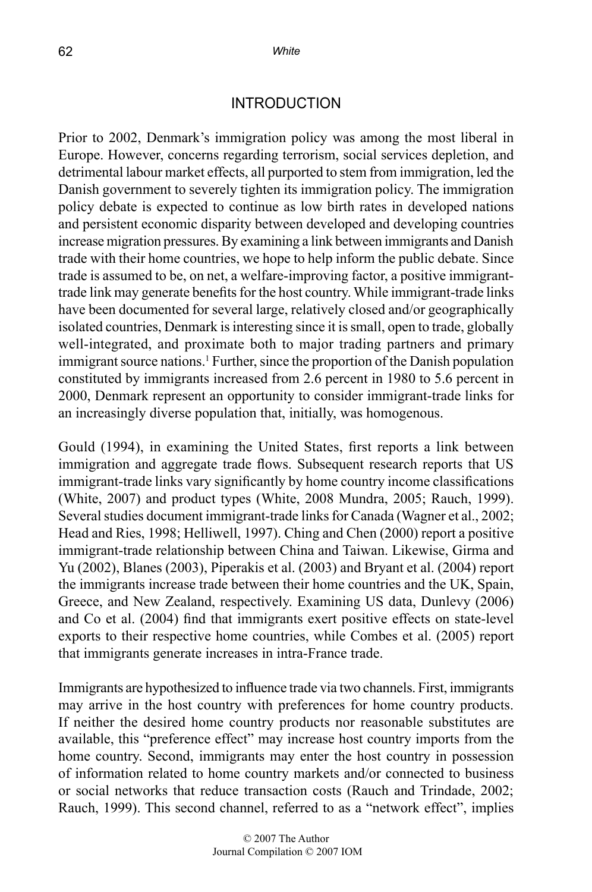## INTRODUCTION

Prior to 2002, Denmark's immigration policy was among the most liberal in Europe. However, concerns regarding terrorism, social services depletion, and detrimental labour market effects, all purported to stem from immigration, led the Danish government to severely tighten its immigration policy. The immigration policy debate is expected to continue as low birth rates in developed nations and persistent economic disparity between developed and developing countries increase migration pressures. By examining a link between immigrants and Danish trade with their home countries, we hope to help inform the public debate. Since trade is assumed to be, on net, a welfare-improving factor, a positive immigrant-trade link may generate benefits for the host country. While immigrant-trade links have been documented for several large, relatively closed and/or geographically isolated countries, Denmark is interesting since it is small, open to trade, globally well-integrated, and proximate both to major trading partners and primary immigrant source nations.[1] Further, since the proportion of the Danish population constituted by immigrants increased from 2.6 percent in 1980 to 5.6 percent in 2000, Denmark represent an opportunity to consider immigrant-trade links for an increasingly diverse population that, initially, was homogenous.

Gould (1994), in examining the United States, first reports a link between immigration and aggregate trade flows. Subsequent research reports that US immigrant-trade links vary significantly by home country income classifications (White, 2007) and product types (White, 2008 Mundra, 2005; Rauch, 1999). Several studies document immigrant-trade links for Canada (Wagner et al., 2002; Head and Ries, 1998; Helliwell, 1997). Ching and Chen (2000) report a positive immigrant-trade relationship between China and Taiwan. Likewise, Girma and Yu (2002), Blanes (2003), Piperakis et al. (2003) and Bryant et al. (2004) report the immigrants increase trade between their home countries and the UK, Spain, Greece, and New Zealand, respectively. Examining US data, Dunlevy (2006) and Co et al. (2004) find that immigrants exert positive effects on state-level exports to their respective home countries, while Combes et al. (2005) report that immigrants generate increases in intra-France trade.

Immigrants are hypothesized to influence trade via two channels. First, immigrants may arrive in the host country with preferences for home country products. If neither the desired home country products nor reasonable substitutes are available, this "preference effect" may increase host country imports from the home country. Second, immigrants may enter the host country in possession of information related to home country markets and/or connected to business or social networks that reduce transaction costs (Rauch and Trindade, 2002; Rauch, 1999). This second channel, referred to as a "network effect", implies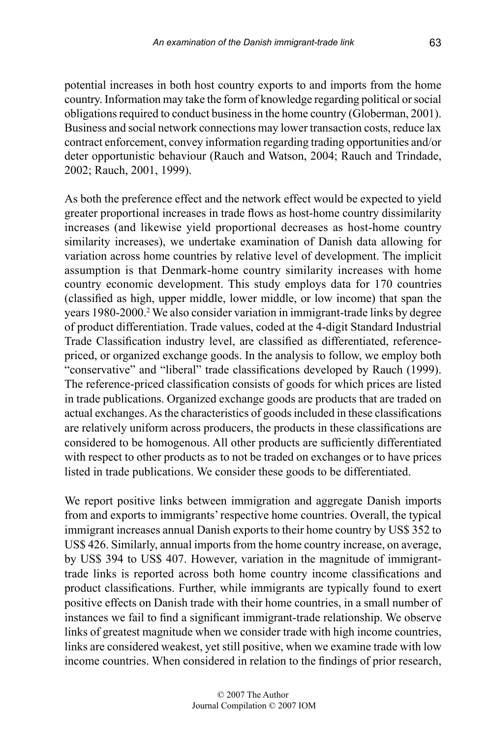potential increases in both host country exports to and imports from the home country. Information may take the form of knowledge regarding political or social obligations required to conduct business in the home country (Globerman, 2001). Business and social network connections may lower transaction costs, reduce lax contract enforcement, convey information regarding trading opportunities and/or deter opportunistic behaviour (Rauch and Watson, 2004; Rauch and Trindade, 2002; Rauch, 2001, 1999).

As both the preference effect and the network effect would be expected to yield greater proportional increases in trade flows as host-home country dissimilarity increases (and likewise yield proportional decreases as host-home country similarity increases), we undertake examination of Danish data allowing for variation across home countries by relative level of development. The implicit assumption is that Denmark-home country similarity increases with home country economic development. This study employs data for 170 countries (classified as high, upper middle, lower middle, or low income) that span the years 1980-2000.[2] We also consider variation in immigrant-trade links by degree of product differentiation. Trade values, coded at the 4-digit Standard Industrial Trade Classification industry level, are classified as differentiated, reference-priced, or organized exchange goods. In the analysis to follow, we employ both "conservative" and "liberal" trade classifications developed by Rauch (1999). The reference-priced classification consists of goods for which prices are listed in trade publications. Organized exchange goods are products that are traded on actual exchanges. As the characteristics of goods included in these classifications are relatively uniform across producers, the products in these classifications are considered to be homogenous. All other products are sufficiently differentiated with respect to other products as to not be traded on exchanges or to have prices listed in trade publications. We consider these goods to be differentiated.

We report positive links between immigration and aggregate Danish imports from and exports to immigrants' respective home countries. Overall, the typical immigrant increases annual Danish exports to their home country by US$ 352 to US$ 426. Similarly, annual imports from the home country increase, on average, by US$ 394 to US$ 407. However, variation in the magnitude of immigrant-trade links is reported across both home country income classifications and product classifications. Further, while immigrants are typically found to exert positive effects on Danish trade with their home countries, in a small number of instances we fail to find a significant immigrant-trade relationship. We observe links of greatest magnitude when we consider trade with high income countries, links are considered weakest, yet still positive, when we examine trade with low income countries. When considered in relation to the findings of prior research,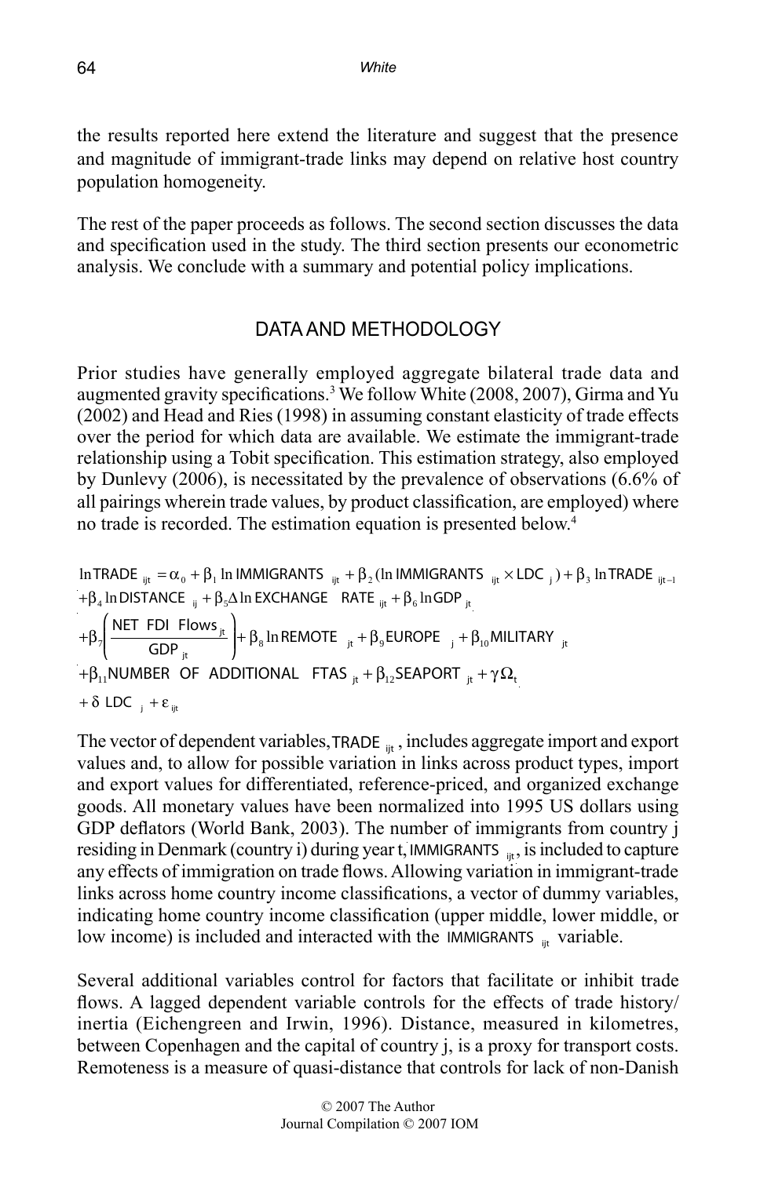the results reported here extend the literature and suggest that the presence and magnitude of immigrant-trade links may depend on relative host country population homogeneity.

The rest of the paper proceeds as follows. The second section discusses the data and specification used in the study. The third section presents our econometric analysis. We conclude with a summary and potential policy implications.

## DATA AND METHODOLOGY

Prior studies have generally employed aggregate bilateral trade data and augmented gravity specifications.[3] We follow White (2008, 2007), Girma and Yu (2002) and Head and Ries (1998) in assuming constant elasticity of trade effects over the period for which data are available. We estimate the immigrant-trade relationship using a Tobit specification. This estimation strategy, also employed by Dunlevy (2006), is necessitated by the prevalence of observations (6.6% of all pairings wherein trade values, by product classification, are employed) where no trade is recorded. The estimation equation is presented below.[4]

$$
\begin{aligned}
\ln \text{TRADE}_{ijt} &= \alpha_0 + \beta_1 \ln \text{IMMIGRANTS}_{ijt} + \beta_2 (\ln \text{IMMIGRANTS}_{ijt} \times \text{LDC}_j) + \beta_3 \ln \text{TRADE}_{ijt-1} \\
&+ \beta_4 \ln \text{DISTANCE}_{ij} + \beta_5 \Delta \ln \text{EXCHANGE RATE}_{ijt} + \beta_6 \ln \text{GDP}_{jt} \\
&+ \beta_7 \left( \frac{\text{NET FDI Flows}_{jt}}{\text{GDP}_{jt}} \right) + \beta_8 \ln \text{REMOTE}_{jt} + \beta_9 \text{EUROPE}_j + \beta_{10} \text{MILITARY}_{jt} \\
&+ \beta_{11} \text{NUMBER OF ADDITIONAL FTAS}_{jt} + \beta_{12} \text{SEAPORT}_{jt} + \gamma \Omega_t \\
&+ \delta \, \text{LDC}_j + \varepsilon_{ijt}
\end{aligned}
$$

The vector of dependent variables, $\text{TRADE}_{ijt}$, includes aggregate import and export values and, to allow for possible variation in links across product types, import and export values for differentiated, reference-priced, and organized exchange goods. All monetary values have been normalized into 1995 US dollars using GDP deflators (World Bank, 2003). The number of immigrants from country j residing in Denmark (country i) during year t, $\text{IMMIGRANTS}_{ijt}$, is included to capture any effects of immigration on trade flows. Allowing variation in immigrant-trade links across home country income classifications, a vector of dummy variables, indicating home country income classification (upper middle, lower middle, or low income) is included and interacted with the $\text{IMMIGRANTS}_{ijt}$ variable.

Several additional variables control for factors that facilitate or inhibit trade flows. A lagged dependent variable controls for the effects of trade history/inertia (Eichengreen and Irwin, 1996). Distance, measured in kilometres, between Copenhagen and the capital of country j, is a proxy for transport costs. Remoteness is a measure of quasi-distance that controls for lack of non-Danish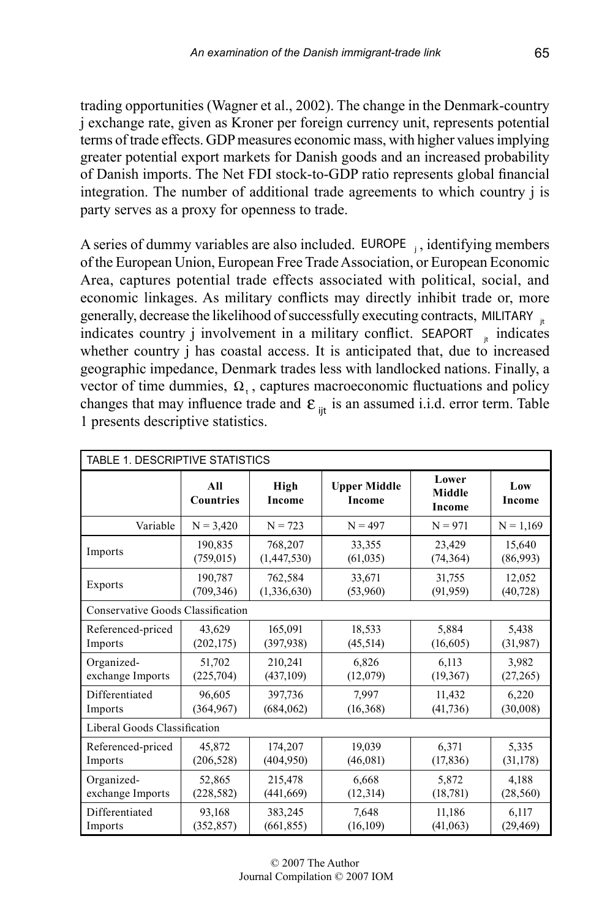trading opportunities (Wagner et al., 2002). The change in the Denmark-country j exchange rate, given as Kroner per foreign currency unit, represents potential terms of trade effects. GDP measures economic mass, with higher values implying greater potential export markets for Danish goods and an increased probability of Danish imports. The Net FDI stock-to-GDP ratio represents global financial integration. The number of additional trade agreements to which country j is party serves as a proxy for openness to trade.

A series of dummy variables are also included. $EUROPE_j$, identifying members of the European Union, European Free Trade Association, or European Economic Area, captures potential trade effects associated with political, social, and economic linkages. As military conflicts may directly inhibit trade or, more generally, decrease the likelihood of successfully executing contracts, $MILITARY_{jt}$ indicates country j involvement in a military conflict. $SEAPORT_{jt}$ indicates whether country j has coastal access. It is anticipated that, due to increased geographic impedance, Denmark trades less with landlocked nations. Finally, a vector of time dummies, $\Omega_t$, captures macroeconomic fluctuations and policy changes that may influence trade and $\varepsilon_{ijt}$ is an assumed i.i.d. error term. Table 1 presents descriptive statistics.

TABLE 1. DESCRIPTIVE STATISTICS

| | All Countries | High Income | Upper Middle Income | Lower Middle Income | Low Income |
|---|---|---|---|---|---|
| Variable | N = 3,420 | N = 723 | N = 497 | N = 971 | N = 1,169 |
| Imports | 190,835 (759,015) | 768,207 (1,447,530) | 33,355 (61,035) | 23,429 (74,364) | 15,640 (86,993) |
| Exports | 190,787 (709,346) | 762,584 (1,336,630) | 33,671 (53,960) | 31,755 (91,959) | 12,052 (40,728) |
| Conservative Goods Classification | | | | | |
| Referenced-priced Imports | 43,629 (202,175) | 165,091 (397,938) | 18,533 (45,514) | 5,884 (16,605) | 5,438 (31,987) |
| Organized-exchange Imports | 51,702 (225,704) | 210,241 (437,109) | 6,826 (12,079) | 6,113 (19,367) | 3,982 (27,265) |
| Differentiated Imports | 96,605 (364,967) | 397,736 (684,062) | 7,997 (16,368) | 11,432 (41,736) | 6,220 (30,008) |
| Liberal Goods Classification | | | | | |
| Referenced-priced Imports | 45,872 (206,528) | 174,207 (404,950) | 19,039 (46,081) | 6,371 (17,836) | 5,335 (31,178) |
| Organized-exchange Imports | 52,865 (228,582) | 215,478 (441,669) | 6,668 (12,314) | 5,872 (18,781) | 4,188 (28,560) |
| Differentiated Imports | 93,168 (352,857) | 383,245 (661,855) | 7,648 (16,109) | 11,186 (41,063) | 6,117 (29,469) |

© 2007 The Author
Journal Compilation © 2007 IOM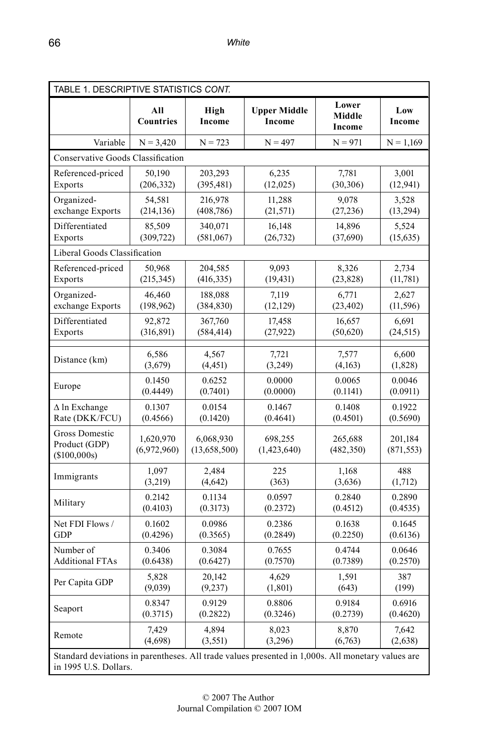TABLE 1. DESCRIPTIVE STATISTICS *CONT.*

| Variable | All Countries | High Income | Upper Middle Income | Lower Middle Income | Low Income |
|---|---|---|---|---|---|
| | N = 3,420 | N = 723 | N = 497 | N = 971 | N = 1,169 |
| **Conservative Goods Classification** | | | | | |
| Referenced-priced Exports | 50,190 (206,332) | 203,293 (395,481) | 6,235 (12,025) | 7,781 (30,306) | 3,001 (12,941) |
| Organized-exchange Exports | 54,581 (214,136) | 216,978 (408,786) | 11,288 (21,571) | 9,078 (27,236) | 3,528 (13,294) |
| Differentiated Exports | 85,509 (309,722) | 340,071 (581,067) | 16,148 (26,732) | 14,896 (37,690) | 5,524 (15,635) |
| **Liberal Goods Classification** | | | | | |
| Referenced-priced Exports | 50,968 (215,345) | 204,585 (416,335) | 9,093 (19,431) | 8,326 (23,828) | 2,734 (11,781) |
| Organized-exchange Exports | 46,460 (198,962) | 188,088 (384,830) | 7,119 (12,129) | 6,771 (23,402) | 2,627 (11,596) |
| Differentiated Exports | 92,872 (316,891) | 367,760 (584,414) | 17,458 (27,922) | 16,657 (50,620) | 6,691 (24,515) |
| Distance (km) | 6,586 (3,679) | 4,567 (4,451) | 7,721 (3,249) | 7,577 (4,163) | 6,600 (1,828) |
| Europe | 0.1450 (0.4449) | 0.6252 (0.7401) | 0.0000 (0.0000) | 0.0065 (0.1141) | 0.0046 (0.0911) |
| Δ ln Exchange Rate (DKK/FCU) | 0.1307 (0.4566) | 0.0154 (0.1420) | 0.1467 (0.4641) | 0.1408 (0.4501) | 0.1922 (0.5690) |
| Gross Domestic Product (GDP) ($100,000s) | 1,620,970 (6,972,960) | 6,068,930 (13,658,500) | 698,255 (1,423,640) | 265,688 (482,350) | 201,184 (871,553) |
| Immigrants | 1,097 (3,219) | 2,484 (4,642) | 225 (363) | 1,168 (3,636) | 488 (1,712) |
| Military | 0.2142 (0.4103) | 0.1134 (0.3173) | 0.0597 (0.2372) | 0.2840 (0.4512) | 0.2890 (0.4535) |
| Net FDI Flows / GDP | 0.1602 (0.4296) | 0.0986 (0.3565) | 0.2386 (0.2849) | 0.1638 (0.2250) | 0.1645 (0.6136) |
| Number of Additional FTAs | 0.3406 (0.6438) | 0.3084 (0.6427) | 0.7655 (0.7570) | 0.4744 (0.7389) | 0.0646 (0.2570) |
| Per Capita GDP | 5,828 (9,039) | 20,142 (9,237) | 4,629 (1,801) | 1,591 (643) | 387 (199) |
| Seaport | 0.8347 (0.3715) | 0.9129 (0.2822) | 0.8806 (0.3246) | 0.9184 (0.2739) | 0.6916 (0.4620) |
| Remote | 7,429 (4,698) | 4,894 (3,551) | 8,023 (3,296) | 8,870 (6,763) | 7,642 (2,638) |

Standard deviations in parentheses. All trade values presented in 1,000s. All monetary values are in 1995 U.S. Dollars.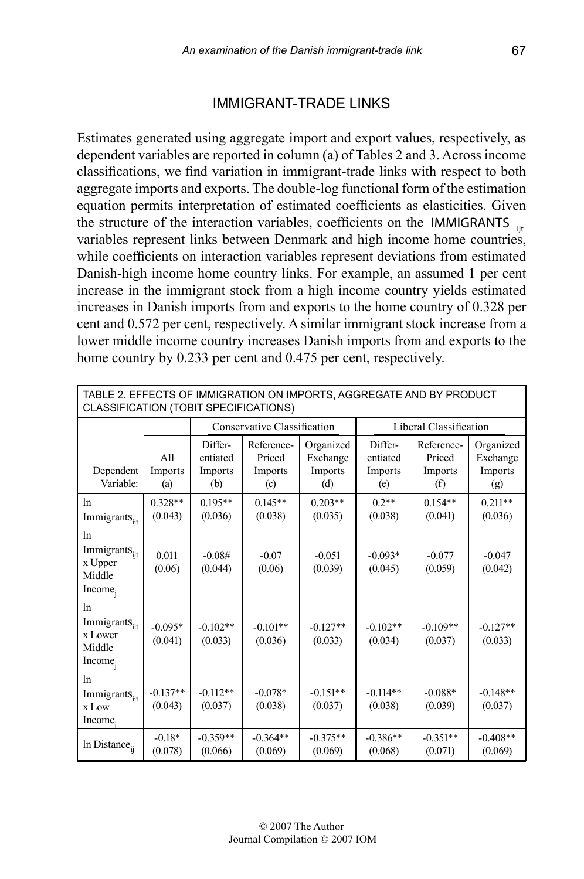## IMMIGRANT-TRADE LINKS

Estimates generated using aggregate import and export values, respectively, as dependent variables are reported in column (a) of Tables 2 and 3. Across income classifications, we find variation in immigrant-trade links with respect to both aggregate imports and exports. The double-log functional form of the estimation equation permits interpretation of estimated coefficients as elasticities. Given the structure of the interaction variables, coefficients on the IMMIGRANTS $_{ijt}$ variables represent links between Denmark and high income home countries, while coefficients on interaction variables represent deviations from estimated Danish-high income home country links. For example, an assumed 1 per cent increase in the immigrant stock from a high income country yields estimated increases in Danish imports from and exports to the home country of 0.328 per cent and 0.572 per cent, respectively. A similar immigrant stock increase from a lower middle income country increases Danish imports from and exports to the home country by 0.233 per cent and 0.475 per cent, respectively.

TABLE 2. EFFECTS OF IMMIGRATION ON IMPORTS, AGGREGATE AND BY PRODUCT CLASSIFICATION (TOBIT SPECIFICATIONS)

| | | Conservative Classification | | | Liberal Classification | | |
|---|---|---|---|---|---|---|---|
| Dependent Variable: | All Imports (a) | Differentiated Imports (b) | Reference-Priced Imports (c) | Organized Exchange Imports (d) | Differentiated Imports (e) | Reference-Priced Imports (f) | Organized Exchange Imports (g) |
| ln $Immigrants_{ijt}$ | 0.328** (0.043) | 0.195** (0.036) | 0.145** (0.038) | 0.203** (0.035) | 0.2** (0.038) | 0.154** (0.041) | 0.211** (0.036) |
| ln $Immigrants_{ijt}$ x Upper Middle $Income_j$ | 0.011 (0.06) | -0.08# (0.044) | -0.07 (0.06) | -0.051 (0.039) | -0.093* (0.045) | -0.077 (0.059) | -0.047 (0.042) |
| ln $Immigrants_{ijt}$ x Lower Middle $Income_j$ | -0.095* (0.041) | -0.102** (0.033) | -0.101** (0.036) | -0.127** (0.033) | -0.102** (0.034) | -0.109** (0.037) | -0.127** (0.033) |
| ln $Immigrants_{ijt}$ x Low $Income_j$ | -0.137** (0.043) | -0.112** (0.037) | -0.078* (0.038) | -0.151** (0.037) | -0.114** (0.038) | -0.088* (0.039) | -0.148** (0.037) |
| ln $Distance_{ij}$ | -0.18* (0.078) | -0.359** (0.066) | -0.364** (0.069) | -0.375** (0.069) | -0.386** (0.068) | -0.351** (0.071) | -0.408** (0.069) |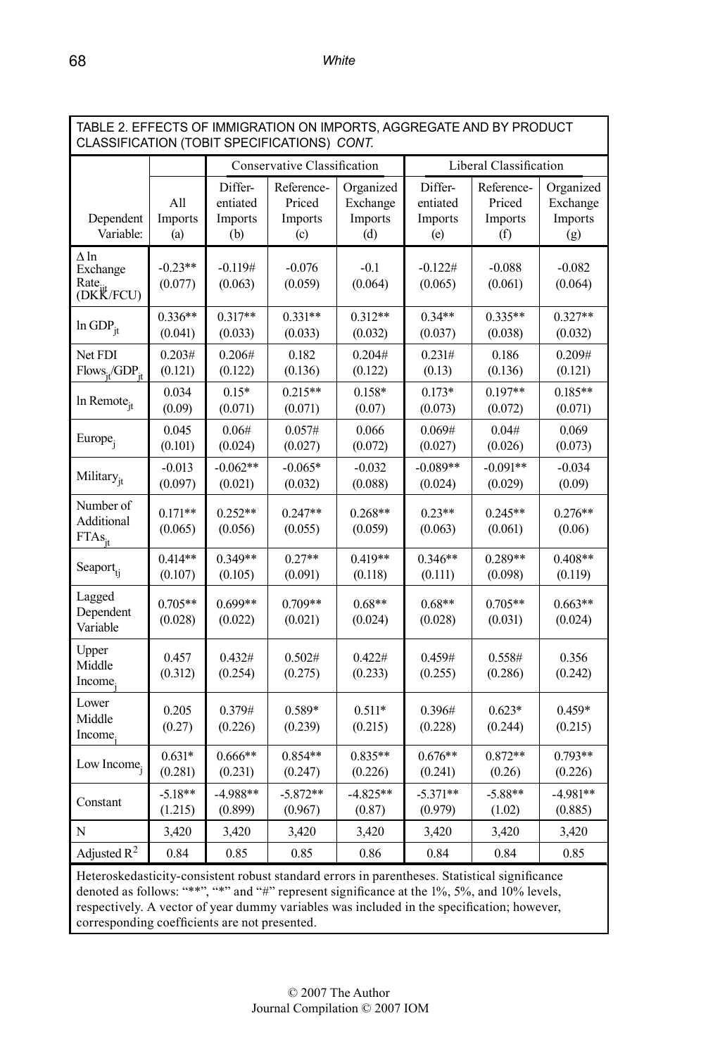TABLE 2. EFFECTS OF IMMIGRATION ON IMPORTS, AGGREGATE AND BY PRODUCT CLASSIFICATION (TOBIT SPECIFICATIONS) *CONT.*

| | | Conservative Classification | | | Liberal Classification | | |
|---|---|---|---|---|---|---|---|
| Dependent Variable: | All Imports (a) | Differ-entiated Imports (b) | Reference-Priced Imports (c) | Organized Exchange Imports (d) | Differ-entiated Imports (e) | Reference-Priced Imports (f) | Organized Exchange Imports (g) |
| $\Delta$ ln Exchange Rate$_{ijt}$ (DKK/FCU) | -0.23** (0.077) | -0.119# (0.063) | -0.076 (0.059) | -0.1 (0.064) | -0.122# (0.065) | -0.088 (0.061) | -0.082 (0.064) |
| ln GDP$_{jt}$ | 0.336** (0.041) | 0.317** (0.033) | 0.331** (0.033) | 0.312** (0.032) | 0.34** (0.037) | 0.335** (0.038) | 0.327** (0.032) |
| Net FDI Flows$_{jt}$/GDP$_{jt}$ | 0.203# (0.121) | 0.206# (0.122) | 0.182 (0.136) | 0.204# (0.122) | 0.231# (0.13) | 0.186 (0.136) | 0.209# (0.121) |
| ln Remote$_{jt}$ | 0.034 (0.09) | 0.15* (0.071) | 0.215** (0.071) | 0.158* (0.07) | 0.173* (0.073) | 0.197** (0.072) | 0.185** (0.071) |
| Europe$_j$ | 0.045 (0.101) | 0.06# (0.024) | 0.057# (0.027) | 0.066 (0.072) | 0.069# (0.027) | 0.04# (0.026) | 0.069 (0.073) |
| Military$_{jt}$ | -0.013 (0.097) | -0.062** (0.021) | -0.065* (0.032) | -0.032 (0.088) | -0.089** (0.024) | -0.091** (0.029) | -0.034 (0.09) |
| Number of Additional FTAs$_{jt}$ | 0.171** (0.065) | 0.252** (0.056) | 0.247** (0.055) | 0.268** (0.059) | 0.23** (0.063) | 0.245** (0.061) | 0.276** (0.06) |
| Seaport$_{tj}$ | 0.414** (0.107) | 0.349** (0.105) | 0.27** (0.091) | 0.419** (0.118) | 0.346** (0.111) | 0.289** (0.098) | 0.408** (0.119) |
| Lagged Dependent Variable | 0.705** (0.028) | 0.699** (0.022) | 0.709** (0.021) | 0.68** (0.024) | 0.68** (0.028) | 0.705** (0.031) | 0.663** (0.024) |
| Upper Middle Income$_j$ | 0.457 (0.312) | 0.432# (0.254) | 0.502# (0.275) | 0.422# (0.233) | 0.459# (0.255) | 0.558# (0.286) | 0.356 (0.242) |
| Lower Middle Income$_j$ | 0.205 (0.27) | 0.379# (0.226) | 0.589* (0.239) | 0.511* (0.215) | 0.396# (0.228) | 0.623* (0.244) | 0.459* (0.215) |
| Low Income$_j$ | 0.631* (0.281) | 0.666** (0.231) | 0.854** (0.247) | 0.835** (0.226) | 0.676** (0.241) | 0.872** (0.26) | 0.793** (0.226) |
| Constant | -5.18** (1.215) | -4.988** (0.899) | -5.872** (0.967) | -4.825** (0.87) | -5.371** (0.979) | -5.88** (1.02) | -4.981** (0.885) |
| N | 3,420 | 3,420 | 3,420 | 3,420 | 3,420 | 3,420 | 3,420 |
| Adjusted $R^2$ | 0.84 | 0.85 | 0.85 | 0.86 | 0.84 | 0.84 | 0.85 |

Heteroskedasticity-consistent robust standard errors in parentheses. Statistical significance denoted as follows: "**", "*" and "#" represent significance at the 1%, 5%, and 10% levels, respectively. A vector of year dummy variables was included in the specification; however, corresponding coefficients are not presented.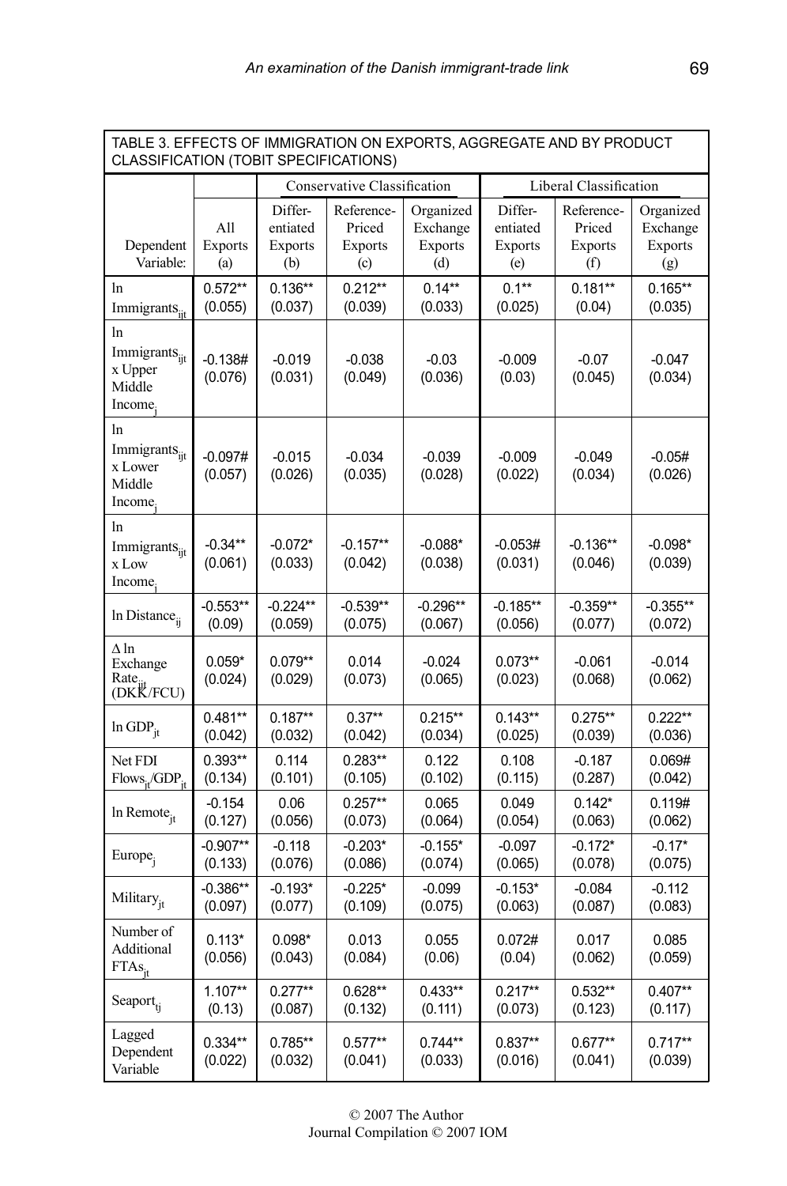TABLE 3. EFFECTS OF IMMIGRATION ON EXPORTS, AGGREGATE AND BY PRODUCT CLASSIFICATION (TOBIT SPECIFICATIONS)

| | | Conservative Classification | | | Liberal Classification | | |
|---|---|---|---|---|---|---|---|
| Dependent Variable: | All Exports (a) | Differentiated Exports (b) | Reference-Priced Exports (c) | Organized Exchange Exports (d) | Differentiated Exports (e) | Reference-Priced Exports (f) | Organized Exchange Exports (g) |
| ln $Immigrants_{ijt}$ | 0.572** (0.055) | 0.136** (0.037) | 0.212** (0.039) | 0.14** (0.033) | 0.1** (0.025) | 0.181** (0.04) | 0.165** (0.035) |
| ln $Immigrants_{ijt}$ x Upper Middle $Income_j$ | -0.138# (0.076) | -0.019 (0.031) | -0.038 (0.049) | -0.03 (0.036) | -0.009 (0.03) | -0.07 (0.045) | -0.047 (0.034) |
| ln $Immigrants_{ijt}$ x Lower Middle $Income_j$ | -0.097# (0.057) | -0.015 (0.026) | -0.034 (0.035) | -0.039 (0.028) | -0.009 (0.022) | -0.049 (0.034) | -0.05# (0.026) |
| ln $Immigrants_{ijt}$ x Low $Income_j$ | -0.34** (0.061) | -0.072* (0.033) | -0.157** (0.042) | -0.088* (0.038) | -0.053# (0.031) | -0.136** (0.046) | -0.098* (0.039) |
| ln $Distance_{ij}$ | -0.553** (0.09) | -0.224** (0.059) | -0.539** (0.075) | -0.296** (0.067) | -0.185** (0.056) | -0.359** (0.077) | -0.355** (0.072) |
| Δ ln Exchange $Rate_{ijt}$ (DKK/FCU) | 0.059* (0.024) | 0.079** (0.029) | 0.014 (0.073) | -0.024 (0.065) | 0.073** (0.023) | -0.061 (0.068) | -0.014 (0.062) |
| ln $GDP_{jt}$ | 0.481** (0.042) | 0.187** (0.032) | 0.37** (0.042) | 0.215** (0.034) | 0.143** (0.025) | 0.275** (0.039) | 0.222** (0.036) |
| Net FDI $Flows_{jt}/GDP_{jt}$ | 0.393** (0.134) | 0.114 (0.101) | 0.283** (0.105) | 0.122 (0.102) | 0.108 (0.115) | -0.187 (0.287) | 0.069# (0.042) |
| ln $Remote_{jt}$ | -0.154 (0.127) | 0.06 (0.056) | 0.257** (0.073) | 0.065 (0.064) | 0.049 (0.054) | 0.142* (0.063) | 0.119# (0.062) |
| $Europe_j$ | -0.907** (0.133) | -0.118 (0.076) | -0.203* (0.086) | -0.155* (0.074) | -0.097 (0.065) | -0.172* (0.078) | -0.17* (0.075) |
| $Military_{jt}$ | -0.386** (0.097) | -0.193* (0.077) | -0.225* (0.109) | -0.099 (0.075) | -0.153* (0.063) | -0.084 (0.087) | -0.112 (0.083) |
| Number of Additional $FTAs_{jt}$ | 0.113* (0.056) | 0.098* (0.043) | 0.013 (0.084) | 0.055 (0.06) | 0.072# (0.04) | 0.017 (0.062) | 0.085 (0.059) |
| $Seaport_{tj}$ | 1.107** (0.13) | 0.277** (0.087) | 0.628** (0.132) | 0.433** (0.111) | 0.217** (0.073) | 0.532** (0.123) | 0.407** (0.117) |
| Lagged Dependent Variable | 0.334** (0.022) | 0.785** (0.032) | 0.577** (0.041) | 0.744** (0.033) | 0.837** (0.016) | 0.677** (0.041) | 0.717** (0.039) |

© 2007 The Author
Journal Compilation © 2007 IOM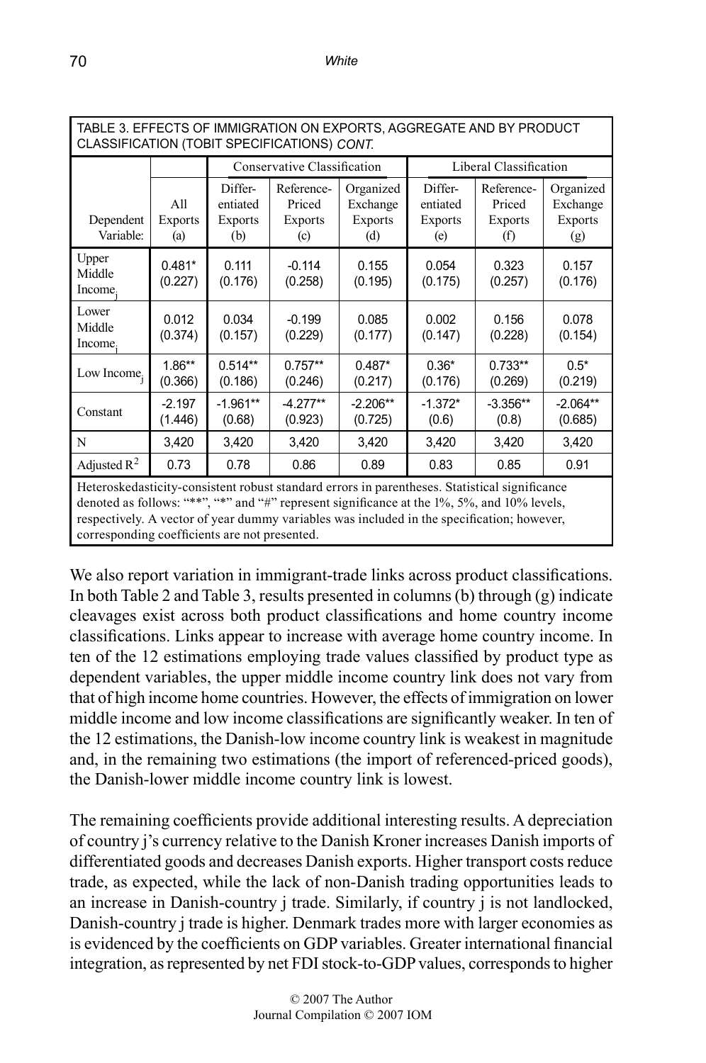TABLE 3. EFFECTS OF IMMIGRATION ON EXPORTS, AGGREGATE AND BY PRODUCT CLASSIFICATION (TOBIT SPECIFICATIONS) *CONT.*

| | | Conservative Classification | | | Liberal Classification | | |
|---|---|---|---|---|---|---|---|
| Dependent Variable: | All Exports (a) | Differ-entiated Exports (b) | Reference-Priced Exports (c) | Organized Exchange Exports (d) | Differ-entiated Exports (e) | Reference-Priced Exports (f) | Organized Exchange Exports (g) |
| Upper Middle $\text{Income}_j$ | 0.481* (0.227) | 0.111 (0.176) | -0.114 (0.258) | 0.155 (0.195) | 0.054 (0.175) | 0.323 (0.257) | 0.157 (0.176) |
| Lower Middle $\text{Income}_j$ | 0.012 (0.374) | 0.034 (0.157) | -0.199 (0.229) | 0.085 (0.177) | 0.002 (0.147) | 0.156 (0.228) | 0.078 (0.154) |
| Low $\text{Income}_j$ | 1.86** (0.366) | 0.514** (0.186) | 0.757** (0.246) | 0.487* (0.217) | 0.36* (0.176) | 0.733** (0.269) | 0.5* (0.219) |
| Constant | -2.197 (1.446) | -1.961** (0.68) | -4.277** (0.923) | -2.206** (0.725) | -1.372* (0.6) | -3.356** (0.8) | -2.064** (0.685) |
| N | 3,420 | 3,420 | 3,420 | 3,420 | 3,420 | 3,420 | 3,420 |
| Adjusted $R^2$ | 0.73 | 0.78 | 0.86 | 0.89 | 0.83 | 0.85 | 0.91 |

Heteroskedasticity-consistent robust standard errors in parentheses. Statistical significance denoted as follows: "**", "*" and "#" represent significance at the 1%, 5%, and 10% levels, respectively. A vector of year dummy variables was included in the specification; however, corresponding coefficients are not presented.

We also report variation in immigrant-trade links across product classifications. In both Table 2 and Table 3, results presented in columns (b) through (g) indicate cleavages exist across both product classifications and home country income classifications. Links appear to increase with average home country income. In ten of the 12 estimations employing trade values classified by product type as dependent variables, the upper middle income country link does not vary from that of high income home countries. However, the effects of immigration on lower middle income and low income classifications are significantly weaker. In ten of the 12 estimations, the Danish-low income country link is weakest in magnitude and, in the remaining two estimations (the import of referenced-priced goods), the Danish-lower middle income country link is lowest.

The remaining coefficients provide additional interesting results. A depreciation of country j's currency relative to the Danish Kroner increases Danish imports of differentiated goods and decreases Danish exports. Higher transport costs reduce trade, as expected, while the lack of non-Danish trading opportunities leads to an increase in Danish-country j trade. Similarly, if country j is not landlocked, Danish-country j trade is higher. Denmark trades more with larger economies as is evidenced by the coefficients on GDP variables. Greater international financial integration, as represented by net FDI stock-to-GDP values, corresponds to higher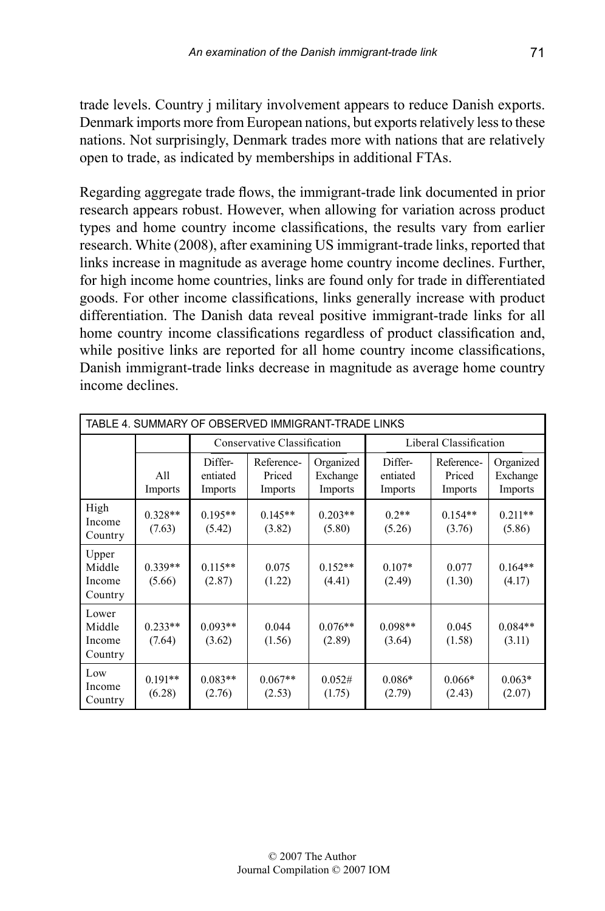trade levels. Country j military involvement appears to reduce Danish exports. Denmark imports more from European nations, but exports relatively less to these nations. Not surprisingly, Denmark trades more with nations that are relatively open to trade, as indicated by memberships in additional FTAs.

Regarding aggregate trade flows, the immigrant-trade link documented in prior research appears robust. However, when allowing for variation across product types and home country income classifications, the results vary from earlier research. White (2008), after examining US immigrant-trade links, reported that links increase in magnitude as average home country income declines. Further, for high income home countries, links are found only for trade in differentiated goods. For other income classifications, links generally increase with product differentiation. The Danish data reveal positive immigrant-trade links for all home country income classifications regardless of product classification and, while positive links are reported for all home country income classifications, Danish immigrant-trade links decrease in magnitude as average home country income declines.

TABLE 4. SUMMARY OF OBSERVED IMMIGRANT-TRADE LINKS

| | | Conservative Classification | | | Liberal Classification | | |
|---|---|---|---|---|---|---|---|
| | All Imports | Differentiated Imports | Reference-Priced Imports | Organized Exchange Imports | Differentiated Imports | Reference-Priced Imports | Organized Exchange Imports |
| High Income Country | 0.328** (7.63) | 0.195** (5.42) | 0.145** (3.82) | 0.203** (5.80) | 0.2** (5.26) | 0.154** (3.76) | 0.211** (5.86) |
| Upper Middle Income Country | 0.339** (5.66) | 0.115** (2.87) | 0.075 (1.22) | 0.152** (4.41) | 0.107* (2.49) | 0.077 (1.30) | 0.164** (4.17) |
| Lower Middle Income Country | 0.233** (7.64) | 0.093** (3.62) | 0.044 (1.56) | 0.076** (2.89) | 0.098** (3.64) | 0.045 (1.58) | 0.084** (3.11) |
| Low Income Country | 0.191** (6.28) | 0.083** (2.76) | 0.067** (2.53) | 0.052# (1.75) | 0.086* (2.79) | 0.066* (2.43) | 0.063* (2.07) |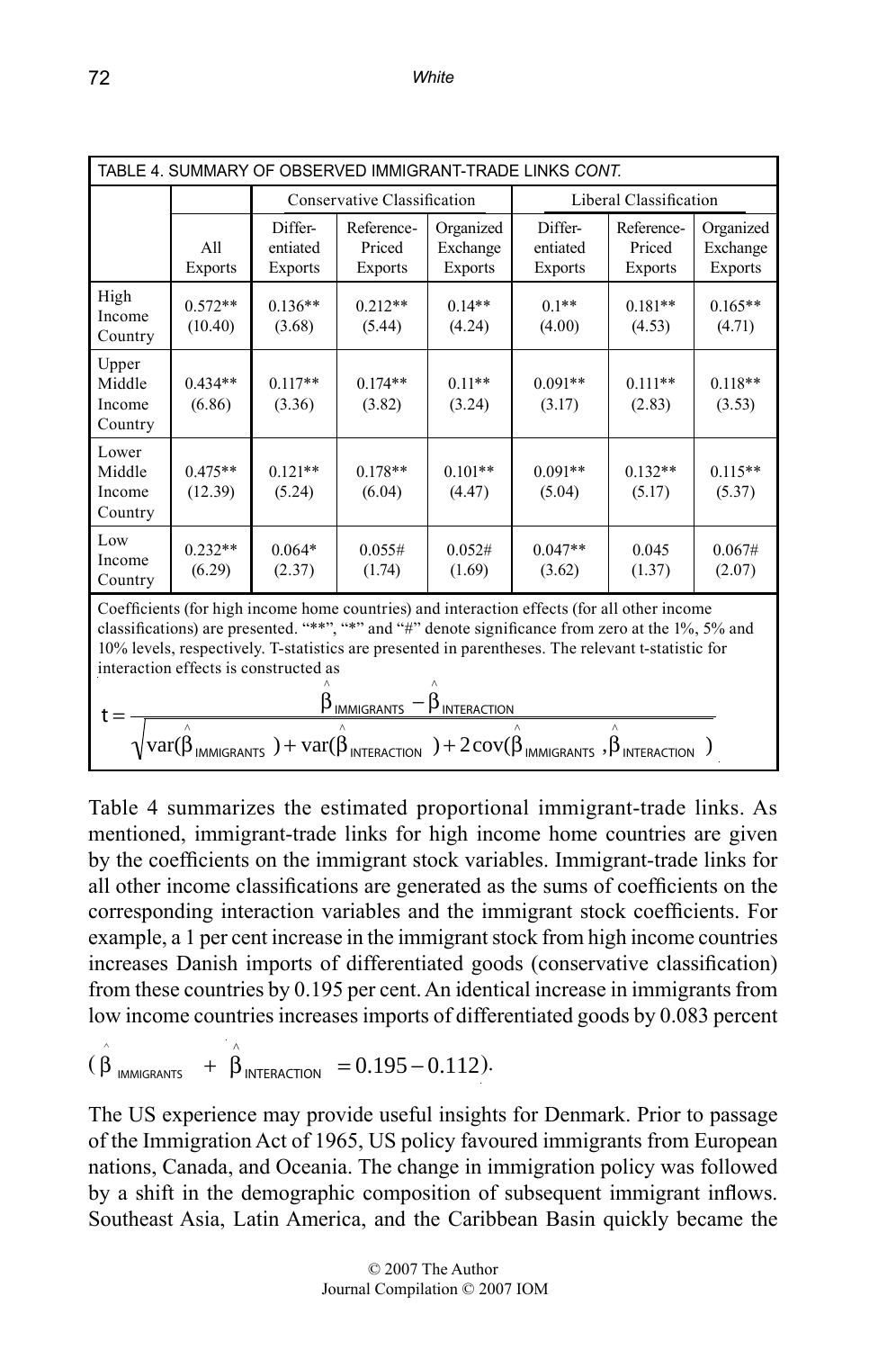| TABLE 4. SUMMARY OF OBSERVED IMMIGRANT-TRADE LINKS *CONT.* | | | | | | | |
|---|---|---|---|---|---|---|---|
| | | Conservative Classification | | | Liberal Classification | | |
| | All Exports | Differentiated Exports | Reference-Priced Exports | Organized Exchange Exports | Differentiated Exports | Reference-Priced Exports | Organized Exchange Exports |
| High Income Country | 0.572** (10.40) | 0.136** (3.68) | 0.212** (5.44) | 0.14** (4.24) | 0.1** (4.00) | 0.181** (4.53) | 0.165** (4.71) |
| Upper Middle Income Country | 0.434** (6.86) | 0.117** (3.36) | 0.174** (3.82) | 0.11** (3.24) | 0.091** (3.17) | 0.111** (2.83) | 0.118** (3.53) |
| Lower Middle Income Country | 0.475** (12.39) | 0.121** (5.24) | 0.178** (6.04) | 0.101** (4.47) | 0.091** (5.04) | 0.132** (5.17) | 0.115** (5.37) |
| Low Income Country | 0.232** (6.29) | 0.064* (2.37) | 0.055# (1.74) | 0.052# (1.69) | 0.047** (3.62) | 0.045 (1.37) | 0.067# (2.07) |

Coefficients (for high income home countries) and interaction effects (for all other income classifications) are presented. "**", "*" and "#" denote significance from zero at the 1%, 5% and 10% levels, respectively. T-statistics are presented in parentheses. The relevant t-statistic for interaction effects is constructed as

$$t = \frac{\hat{\beta}_{IMMIGRANTS} - \hat{\beta}_{INTERACTION}}{\sqrt{\operatorname{var}(\hat{\beta}_{IMMIGRANTS}) + \operatorname{var}(\hat{\beta}_{INTERACTION}) + 2\operatorname{cov}(\hat{\beta}_{IMMIGRANTS}, \hat{\beta}_{INTERACTION})}}$$

Table 4 summarizes the estimated proportional immigrant-trade links. As mentioned, immigrant-trade links for high income home countries are given by the coefficients on the immigrant stock variables. Immigrant-trade links for all other income classifications are generated as the sums of coefficients on the corresponding interaction variables and the immigrant stock coefficients. For example, a 1 per cent increase in the immigrant stock from high income countries increases Danish imports of differentiated goods (conservative classification) from these countries by 0.195 per cent. An identical increase in immigrants from low income countries increases imports of differentiated goods by 0.083 percent

$(\hat{\beta}_{IMMIGRANTS} + \hat{\beta}_{INTERACTION} = 0.195 - 0.112)$.

The US experience may provide useful insights for Denmark. Prior to passage of the Immigration Act of 1965, US policy favoured immigrants from European nations, Canada, and Oceania. The change in immigration policy was followed by a shift in the demographic composition of subsequent immigrant inflows. Southeast Asia, Latin America, and the Caribbean Basin quickly became the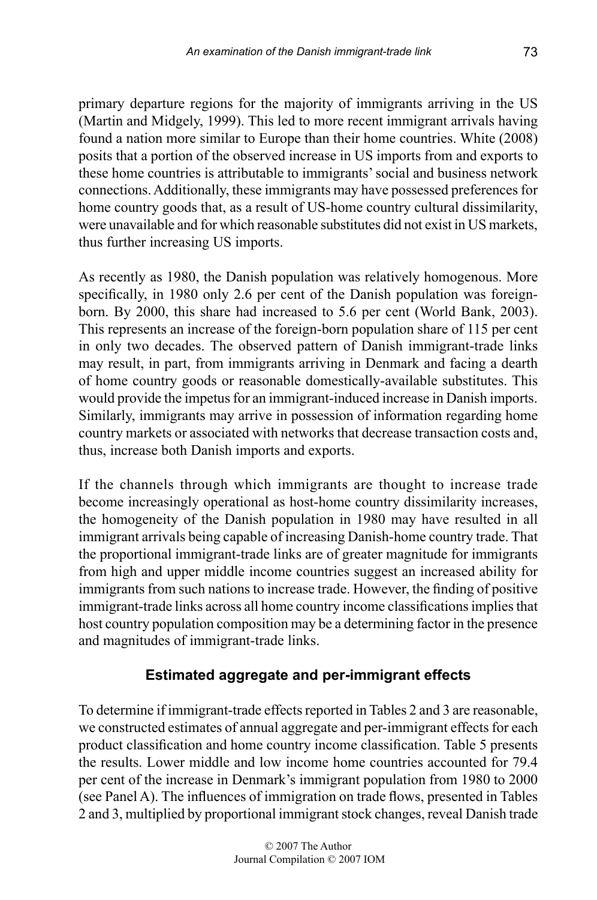primary departure regions for the majority of immigrants arriving in the US (Martin and Midgely, 1999). This led to more recent immigrant arrivals having found a nation more similar to Europe than their home countries. White (2008) posits that a portion of the observed increase in US imports from and exports to these home countries is attributable to immigrants' social and business network connections. Additionally, these immigrants may have possessed preferences for home country goods that, as a result of US-home country cultural dissimilarity, were unavailable and for which reasonable substitutes did not exist in US markets, thus further increasing US imports.

As recently as 1980, the Danish population was relatively homogenous. More specifically, in 1980 only 2.6 per cent of the Danish population was foreign-born. By 2000, this share had increased to 5.6 per cent (World Bank, 2003). This represents an increase of the foreign-born population share of 115 per cent in only two decades. The observed pattern of Danish immigrant-trade links may result, in part, from immigrants arriving in Denmark and facing a dearth of home country goods or reasonable domestically-available substitutes. This would provide the impetus for an immigrant-induced increase in Danish imports. Similarly, immigrants may arrive in possession of information regarding home country markets or associated with networks that decrease transaction costs and, thus, increase both Danish imports and exports.

If the channels through which immigrants are thought to increase trade become increasingly operational as host-home country dissimilarity increases, the homogeneity of the Danish population in 1980 may have resulted in all immigrant arrivals being capable of increasing Danish-home country trade. That the proportional immigrant-trade links are of greater magnitude for immigrants from high and upper middle income countries suggest an increased ability for immigrants from such nations to increase trade. However, the finding of positive immigrant-trade links across all home country income classifications implies that host country population composition may be a determining factor in the presence and magnitudes of immigrant-trade links.

## Estimated aggregate and per-immigrant effects

To determine if immigrant-trade effects reported in Tables 2 and 3 are reasonable, we constructed estimates of annual aggregate and per-immigrant effects for each product classification and home country income classification. Table 5 presents the results. Lower middle and low income home countries accounted for 79.4 per cent of the increase in Denmark's immigrant population from 1980 to 2000 (see Panel A). The influences of immigration on trade flows, presented in Tables 2 and 3, multiplied by proportional immigrant stock changes, reveal Danish trade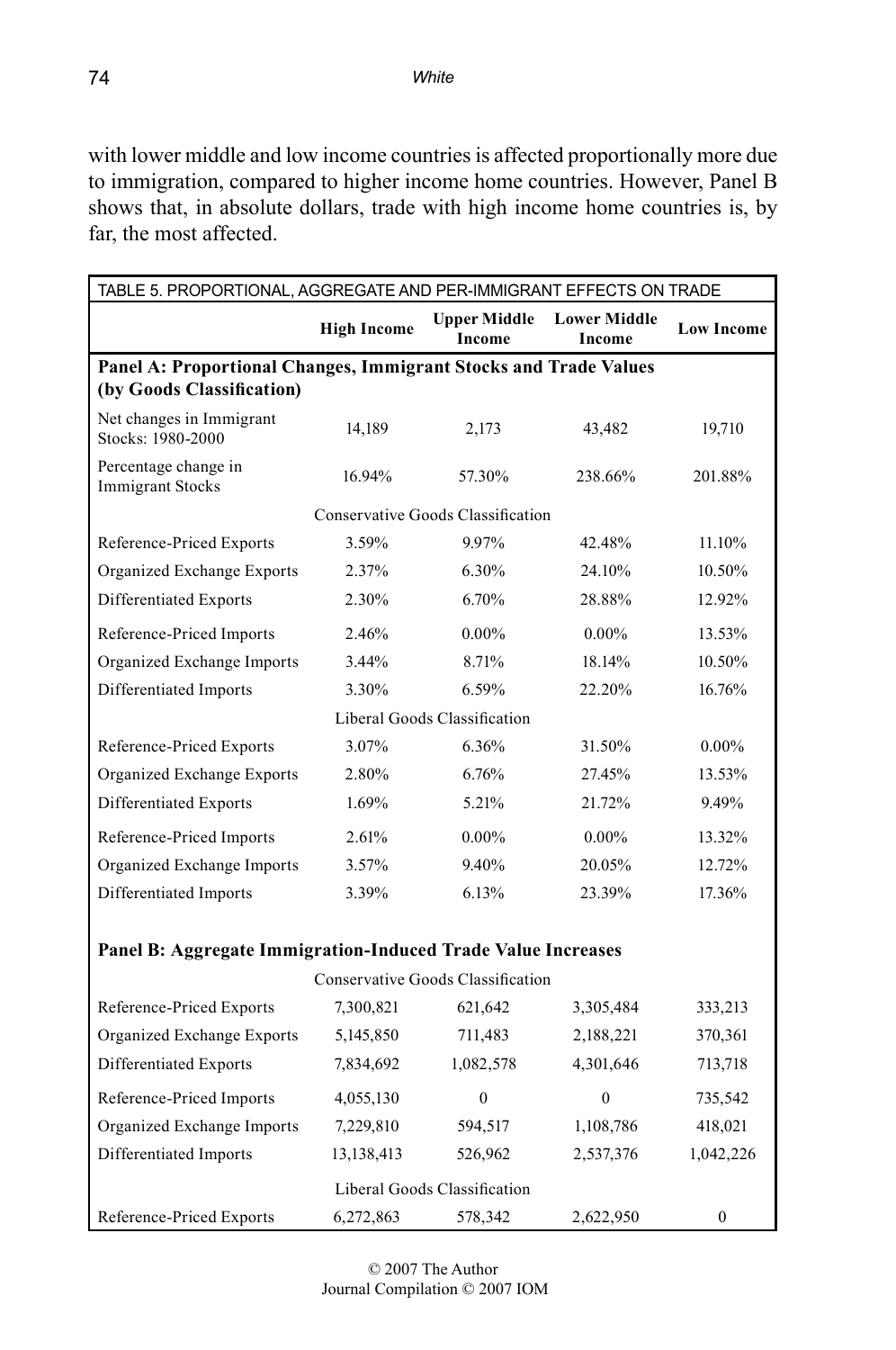with lower middle and low income countries is affected proportionally more due to immigration, compared to higher income home countries. However, Panel B shows that, in absolute dollars, trade with high income home countries is, by far, the most affected.

TABLE 5. PROPORTIONAL, AGGREGATE AND PER-IMMIGRANT EFFECTS ON TRADE

| | High Income | Upper Middle Income | Lower Middle Income | Low Income |
|---|---|---|---|---|
| **Panel A: Proportional Changes, Immigrant Stocks and Trade Values (by Goods Classification)** | | | | |
| Net changes in Immigrant Stocks: 1980-2000 | 14,189 | 2,173 | 43,482 | 19,710 |
| Percentage change in Immigrant Stocks | 16.94% | 57.30% | 238.66% | 201.88% |
| Conservative Goods Classification | | | | |
| Reference-Priced Exports | 3.59% | 9.97% | 42.48% | 11.10% |
| Organized Exchange Exports | 2.37% | 6.30% | 24.10% | 10.50% |
| Differentiated Exports | 2.30% | 6.70% | 28.88% | 12.92% |
| Reference-Priced Imports | 2.46% | 0.00% | 0.00% | 13.53% |
| Organized Exchange Imports | 3.44% | 8.71% | 18.14% | 10.50% |
| Differentiated Imports | 3.30% | 6.59% | 22.20% | 16.76% |
| Liberal Goods Classification | | | | |
| Reference-Priced Exports | 3.07% | 6.36% | 31.50% | 0.00% |
| Organized Exchange Exports | 2.80% | 6.76% | 27.45% | 13.53% |
| Differentiated Exports | 1.69% | 5.21% | 21.72% | 9.49% |
| Reference-Priced Imports | 2.61% | 0.00% | 0.00% | 13.32% |
| Organized Exchange Imports | 3.57% | 9.40% | 20.05% | 12.72% |
| Differentiated Imports | 3.39% | 6.13% | 23.39% | 17.36% |
| **Panel B: Aggregate Immigration-Induced Trade Value Increases** | | | | |
| Conservative Goods Classification | | | | |
| Reference-Priced Exports | 7,300,821 | 621,642 | 3,305,484 | 333,213 |
| Organized Exchange Exports | 5,145,850 | 711,483 | 2,188,221 | 370,361 |
| Differentiated Exports | 7,834,692 | 1,082,578 | 4,301,646 | 713,718 |
| Reference-Priced Imports | 4,055,130 | 0 | 0 | 735,542 |
| Organized Exchange Imports | 7,229,810 | 594,517 | 1,108,786 | 418,021 |
| Differentiated Imports | 13,138,413 | 526,962 | 2,537,376 | 1,042,226 |
| Liberal Goods Classification | | | | |
| Reference-Priced Exports | 6,272,863 | 578,342 | 2,622,950 | 0 |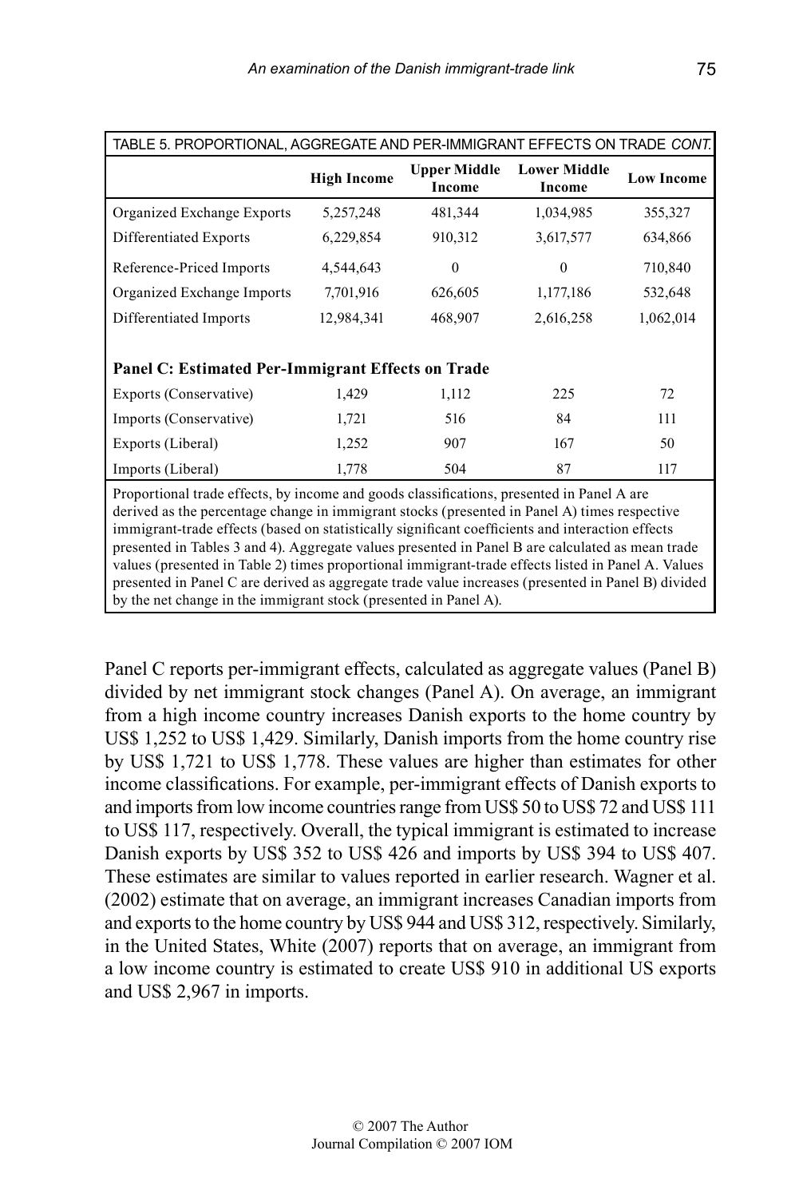| TABLE 5. PROPORTIONAL, AGGREGATE AND PER-IMMIGRANT EFFECTS ON TRADE *CONT.* | | | | |
|---|---|---|---|---|
| | **High Income** | **Upper Middle Income** | **Lower Middle Income** | **Low Income** |
| Organized Exchange Exports | 5,257,248 | 481,344 | 1,034,985 | 355,327 |
| Differentiated Exports | 6,229,854 | 910,312 | 3,617,577 | 634,866 |
| Reference-Priced Imports | 4,544,643 | 0 | 0 | 710,840 |
| Organized Exchange Imports | 7,701,916 | 626,605 | 1,177,186 | 532,648 |
| Differentiated Imports | 12,984,341 | 468,907 | 2,616,258 | 1,062,014 |
| **Panel C: Estimated Per-Immigrant Effects on Trade** | | | | |
| Exports (Conservative) | 1,429 | 1,112 | 225 | 72 |
| Imports (Conservative) | 1,721 | 516 | 84 | 111 |
| Exports (Liberal) | 1,252 | 907 | 167 | 50 |
| Imports (Liberal) | 1,778 | 504 | 87 | 117 |

Proportional trade effects, by income and goods classifications, presented in Panel A are derived as the percentage change in immigrant stocks (presented in Panel A) times respective immigrant-trade effects (based on statistically significant coefficients and interaction effects presented in Tables 3 and 4). Aggregate values presented in Panel B are calculated as mean trade values (presented in Table 2) times proportional immigrant-trade effects listed in Panel A. Values presented in Panel C are derived as aggregate trade value increases (presented in Panel B) divided by the net change in the immigrant stock (presented in Panel A).

Panel C reports per-immigrant effects, calculated as aggregate values (Panel B) divided by net immigrant stock changes (Panel A). On average, an immigrant from a high income country increases Danish exports to the home country by US$ 1,252 to US$ 1,429. Similarly, Danish imports from the home country rise by US$ 1,721 to US$ 1,778. These values are higher than estimates for other income classifications. For example, per-immigrant effects of Danish exports to and imports from low income countries range from US$ 50 to US$ 72 and US$ 111 to US$ 117, respectively. Overall, the typical immigrant is estimated to increase Danish exports by US$ 352 to US$ 426 and imports by US$ 394 to US$ 407. These estimates are similar to values reported in earlier research. Wagner et al. (2002) estimate that on average, an immigrant increases Canadian imports from and exports to the home country by US$ 944 and US$ 312, respectively. Similarly, in the United States, White (2007) reports that on average, an immigrant from a low income country is estimated to create US$ 910 in additional US exports and US$ 2,967 in imports.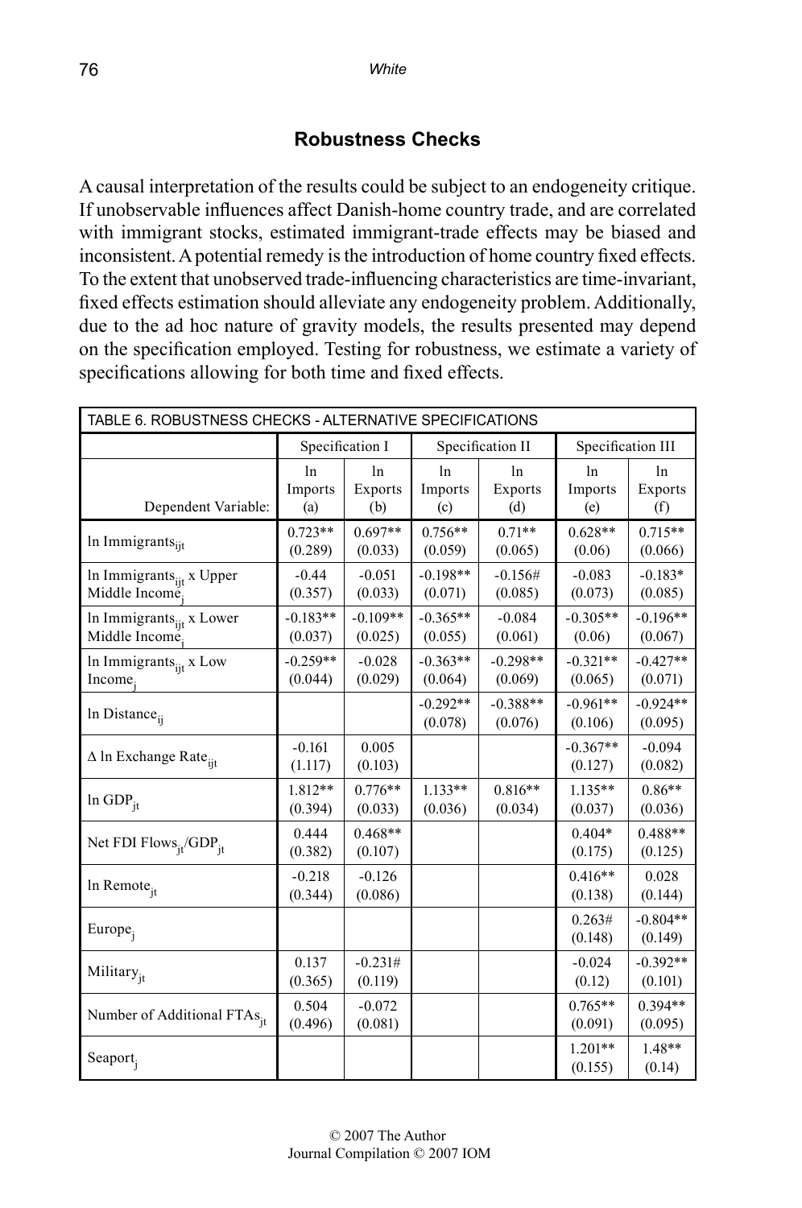## Robustness Checks

A causal interpretation of the results could be subject to an endogeneity critique. If unobservable influences affect Danish-home country trade, and are correlated with immigrant stocks, estimated immigrant-trade effects may be biased and inconsistent. A potential remedy is the introduction of home country fixed effects. To the extent that unobserved trade-influencing characteristics are time-invariant, fixed effects estimation should alleviate any endogeneity problem. Additionally, due to the ad hoc nature of gravity models, the results presented may depend on the specification employed. Testing for robustness, we estimate a variety of specifications allowing for both time and fixed effects.

TABLE 6. ROBUSTNESS CHECKS - ALTERNATIVE SPECIFICATIONS

| | Specification I | | Specification II | | Specification III | |
|---|---|---|---|---|---|---|
| Dependent Variable: | ln Imports (a) | ln Exports (b) | ln Imports (c) | ln Exports (d) | ln Imports (e) | ln Exports (f) |
| ln $Immigrants_{ijt}$ | 0.723** (0.289) | 0.697** (0.033) | 0.756** (0.059) | 0.71** (0.065) | 0.628** (0.06) | 0.715** (0.066) |
| ln $Immigrants_{ijt}$ x Upper Middle $Income_j$ | -0.44 (0.357) | -0.051 (0.033) | -0.198** (0.071) | -0.156# (0.085) | -0.083 (0.073) | -0.183* (0.085) |
| ln $Immigrants_{ijt}$ x Lower Middle $Income_j$ | -0.183** (0.037) | -0.109** (0.025) | -0.365** (0.055) | -0.084 (0.061) | -0.305** (0.06) | -0.196** (0.067) |
| ln $Immigrants_{ijt}$ x Low $Income_j$ | -0.259** (0.044) | -0.028 (0.029) | -0.363** (0.064) | -0.298** (0.069) | -0.321** (0.065) | -0.427** (0.071) |
| ln $Distance_{ij}$ | | | -0.292** (0.078) | -0.388** (0.076) | -0.961** (0.106) | -0.924** (0.095) |
| Δ ln Exchange $Rate_{ijt}$ | -0.161 (1.117) | 0.005 (0.103) | | | -0.367** (0.127) | -0.094 (0.082) |
| ln $GDP_{jt}$ | 1.812** (0.394) | 0.776** (0.033) | 1.133** (0.036) | 0.816** (0.034) | 1.135** (0.037) | 0.86** (0.036) |
| Net FDI $Flows_{jt}$/$GDP_{jt}$ | 0.444 (0.382) | 0.468** (0.107) | | | 0.404* (0.175) | 0.488** (0.125) |
| ln $Remote_{jt}$ | -0.218 (0.344) | -0.126 (0.086) | | | 0.416** (0.138) | 0.028 (0.144) |
| $Europe_j$ | | | | | 0.263# (0.148) | -0.804** (0.149) |
| $Military_{jt}$ | 0.137 (0.365) | -0.231# (0.119) | | | -0.024 (0.12) | -0.392** (0.101) |
| Number of Additional $FTAs_{jt}$ | 0.504 (0.496) | -0.072 (0.081) | | | 0.765** (0.091) | 0.394** (0.095) |
| $Seaport_j$ | | | | | 1.201** (0.155) | 1.48** (0.14) |

© 2007 The Author
Journal Compilation © 2007 IOM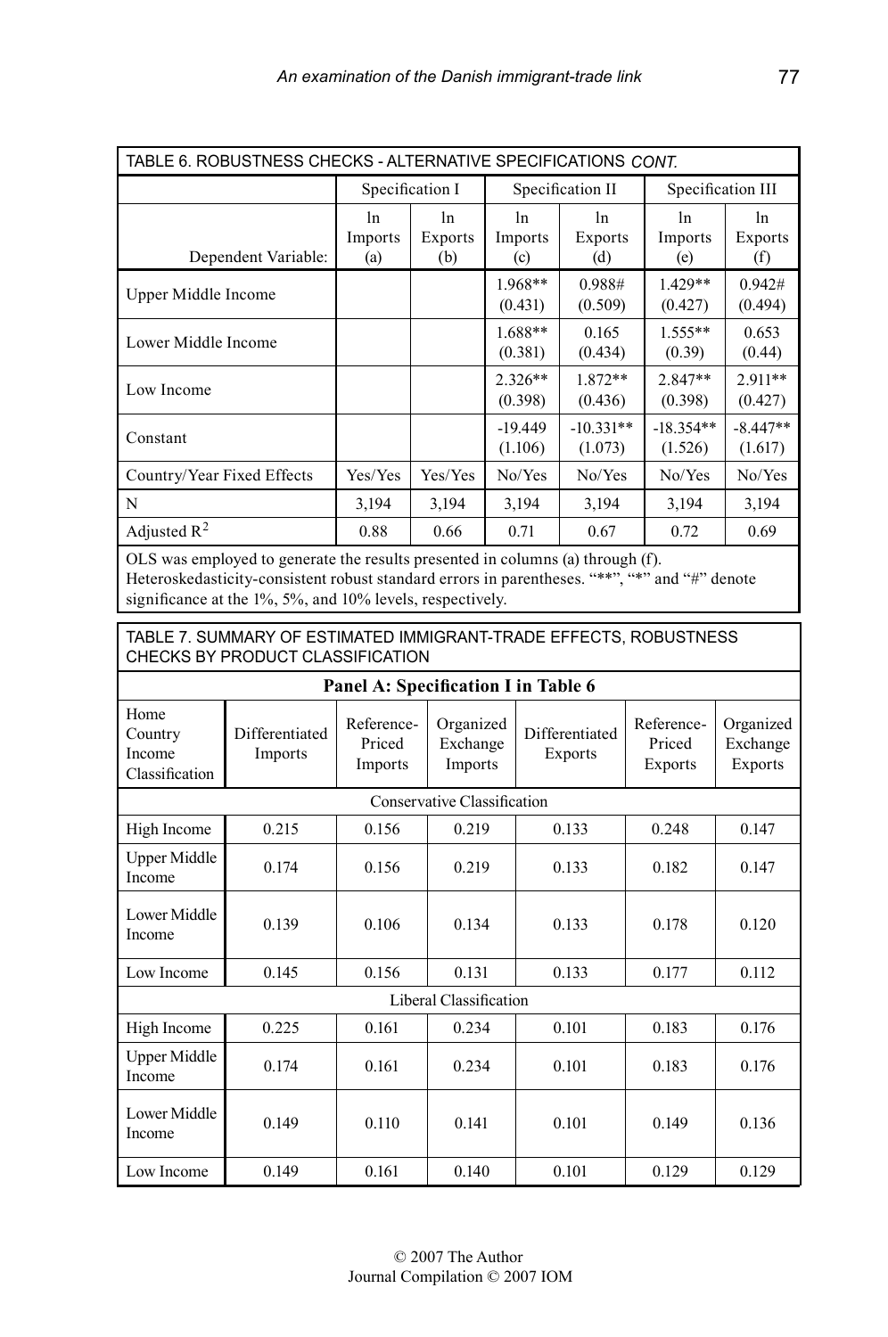TABLE 6. ROBUSTNESS CHECKS - ALTERNATIVE SPECIFICATIONS *CONT.*

| | Specification I | | Specification II | | Specification III | |
|---|---|---|---|---|---|---|
| Dependent Variable: | ln Imports (a) | ln Exports (b) | ln Imports (c) | ln Exports (d) | ln Imports (e) | ln Exports (f) |
| Upper Middle Income | | | 1.968** (0.431) | 0.988# (0.509) | 1.429** (0.427) | 0.942# (0.494) |
| Lower Middle Income | | | 1.688** (0.381) | 0.165 (0.434) | 1.555** (0.39) | 0.653 (0.44) |
| Low Income | | | 2.326** (0.398) | 1.872** (0.436) | 2.847** (0.398) | 2.911** (0.427) |
| Constant | | | -19.449 (1.106) | -10.331** (1.073) | -18.354** (1.526) | -8.447** (1.617) |
| Country/Year Fixed Effects | Yes/Yes | Yes/Yes | No/Yes | No/Yes | No/Yes | No/Yes |
| N | 3,194 | 3,194 | 3,194 | 3,194 | 3,194 | 3,194 |
| Adjusted $R^2$ | 0.88 | 0.66 | 0.71 | 0.67 | 0.72 | 0.69 |

OLS was employed to generate the results presented in columns (a) through (f). Heteroskedasticity-consistent robust standard errors in parentheses. "**", "*" and "#" denote significance at the 1%, 5%, and 10% levels, respectively.

TABLE 7. SUMMARY OF ESTIMATED IMMIGRANT-TRADE EFFECTS, ROBUSTNESS CHECKS BY PRODUCT CLASSIFICATION

**Panel A: Specification I in Table 6**

| Home Country Income Classification | Differentiated Imports | Reference-Priced Imports | Organized Exchange Imports | Differentiated Exports | Reference-Priced Exports | Organized Exchange Exports |
|---|---|---|---|---|---|---|
| Conservative Classification | | | | | | |
| High Income | 0.215 | 0.156 | 0.219 | 0.133 | 0.248 | 0.147 |
| Upper Middle Income | 0.174 | 0.156 | 0.219 | 0.133 | 0.182 | 0.147 |
| Lower Middle Income | 0.139 | 0.106 | 0.134 | 0.133 | 0.178 | 0.120 |
| Low Income | 0.145 | 0.156 | 0.131 | 0.133 | 0.177 | 0.112 |
| Liberal Classification | | | | | | |
| High Income | 0.225 | 0.161 | 0.234 | 0.101 | 0.183 | 0.176 |
| Upper Middle Income | 0.174 | 0.161 | 0.234 | 0.101 | 0.183 | 0.176 |
| Lower Middle Income | 0.149 | 0.110 | 0.141 | 0.101 | 0.149 | 0.136 |
| Low Income | 0.149 | 0.161 | 0.140 | 0.101 | 0.129 | 0.129 |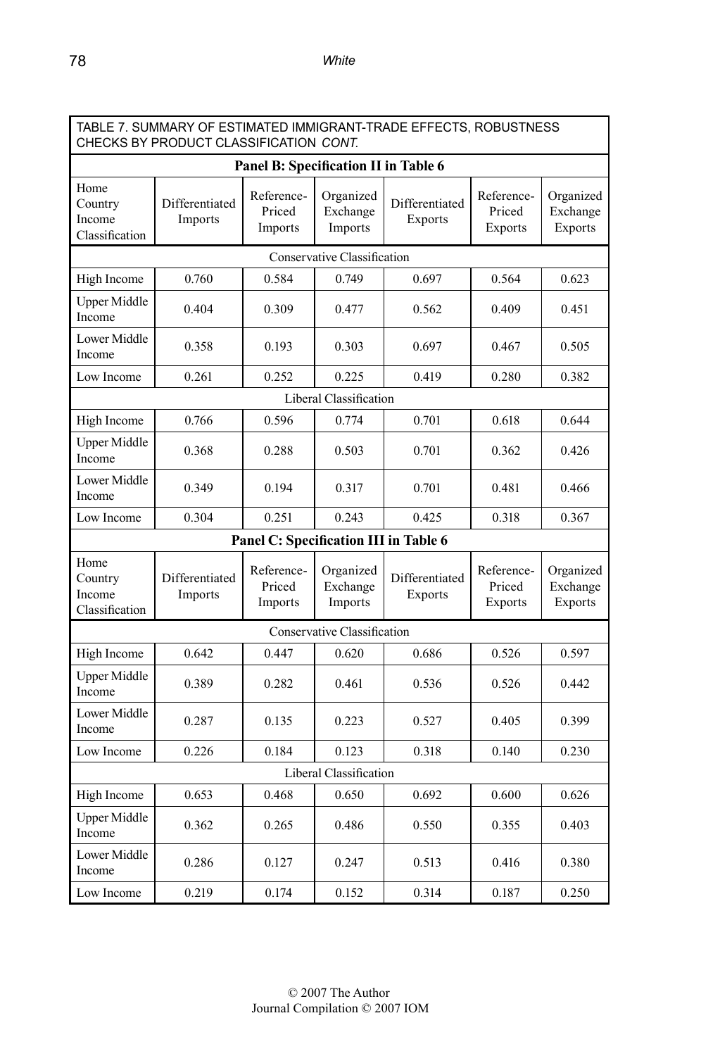TABLE 7. SUMMARY OF ESTIMATED IMMIGRANT-TRADE EFFECTS, ROBUSTNESS CHECKS BY PRODUCT CLASSIFICATION *CONT.*

| **Panel B: Specification II in Table 6** | | | | | | |
|---|---|---|---|---|---|---|
| Home Country Income Classification | Differentiated Imports | Reference-Priced Imports | Organized Exchange Imports | Differentiated Exports | Reference-Priced Exports | Organized Exchange Exports |
| Conservative Classification | | | | | | |
| High Income | 0.760 | 0.584 | 0.749 | 0.697 | 0.564 | 0.623 |
| Upper Middle Income | 0.404 | 0.309 | 0.477 | 0.562 | 0.409 | 0.451 |
| Lower Middle Income | 0.358 | 0.193 | 0.303 | 0.697 | 0.467 | 0.505 |
| Low Income | 0.261 | 0.252 | 0.225 | 0.419 | 0.280 | 0.382 |
| Liberal Classification | | | | | | |
| High Income | 0.766 | 0.596 | 0.774 | 0.701 | 0.618 | 0.644 |
| Upper Middle Income | 0.368 | 0.288 | 0.503 | 0.701 | 0.362 | 0.426 |
| Lower Middle Income | 0.349 | 0.194 | 0.317 | 0.701 | 0.481 | 0.466 |
| Low Income | 0.304 | 0.251 | 0.243 | 0.425 | 0.318 | 0.367 |
| **Panel C: Specification III in Table 6** | | | | | | |
| Home Country Income Classification | Differentiated Imports | Reference-Priced Imports | Organized Exchange Imports | Differentiated Exports | Reference-Priced Exports | Organized Exchange Exports |
| Conservative Classification | | | | | | |
| High Income | 0.642 | 0.447 | 0.620 | 0.686 | 0.526 | 0.597 |
| Upper Middle Income | 0.389 | 0.282 | 0.461 | 0.536 | 0.526 | 0.442 |
| Lower Middle Income | 0.287 | 0.135 | 0.223 | 0.527 | 0.405 | 0.399 |
| Low Income | 0.226 | 0.184 | 0.123 | 0.318 | 0.140 | 0.230 |
| Liberal Classification | | | | | | |
| High Income | 0.653 | 0.468 | 0.650 | 0.692 | 0.600 | 0.626 |
| Upper Middle Income | 0.362 | 0.265 | 0.486 | 0.550 | 0.355 | 0.403 |
| Lower Middle Income | 0.286 | 0.127 | 0.247 | 0.513 | 0.416 | 0.380 |
| Low Income | 0.219 | 0.174 | 0.152 | 0.314 | 0.187 | 0.250 |

© 2007 The Author
Journal Compilation © 2007 IOM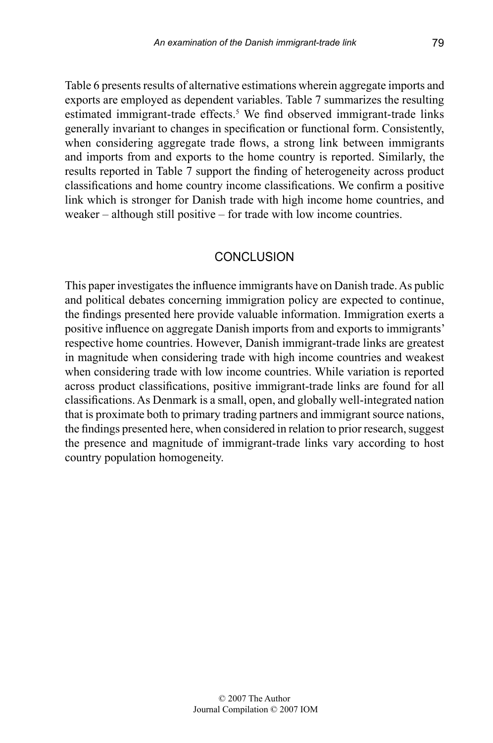Table 6 presents results of alternative estimations wherein aggregate imports and exports are employed as dependent variables. Table 7 summarizes the resulting estimated immigrant-trade effects.[5] We find observed immigrant-trade links generally invariant to changes in specification or functional form. Consistently, when considering aggregate trade flows, a strong link between immigrants and imports from and exports to the home country is reported. Similarly, the results reported in Table 7 support the finding of heterogeneity across product classifications and home country income classifications. We confirm a positive link which is stronger for Danish trade with high income home countries, and weaker – although still positive – for trade with low income countries.

## CONCLUSION

This paper investigates the influence immigrants have on Danish trade. As public and political debates concerning immigration policy are expected to continue, the findings presented here provide valuable information. Immigration exerts a positive influence on aggregate Danish imports from and exports to immigrants' respective home countries. However, Danish immigrant-trade links are greatest in magnitude when considering trade with high income countries and weakest when considering trade with low income countries. While variation is reported across product classifications, positive immigrant-trade links are found for all classifications. As Denmark is a small, open, and globally well-integrated nation that is proximate both to primary trading partners and immigrant source nations, the findings presented here, when considered in relation to prior research, suggest the presence and magnitude of immigrant-trade links vary according to host country population homogeneity.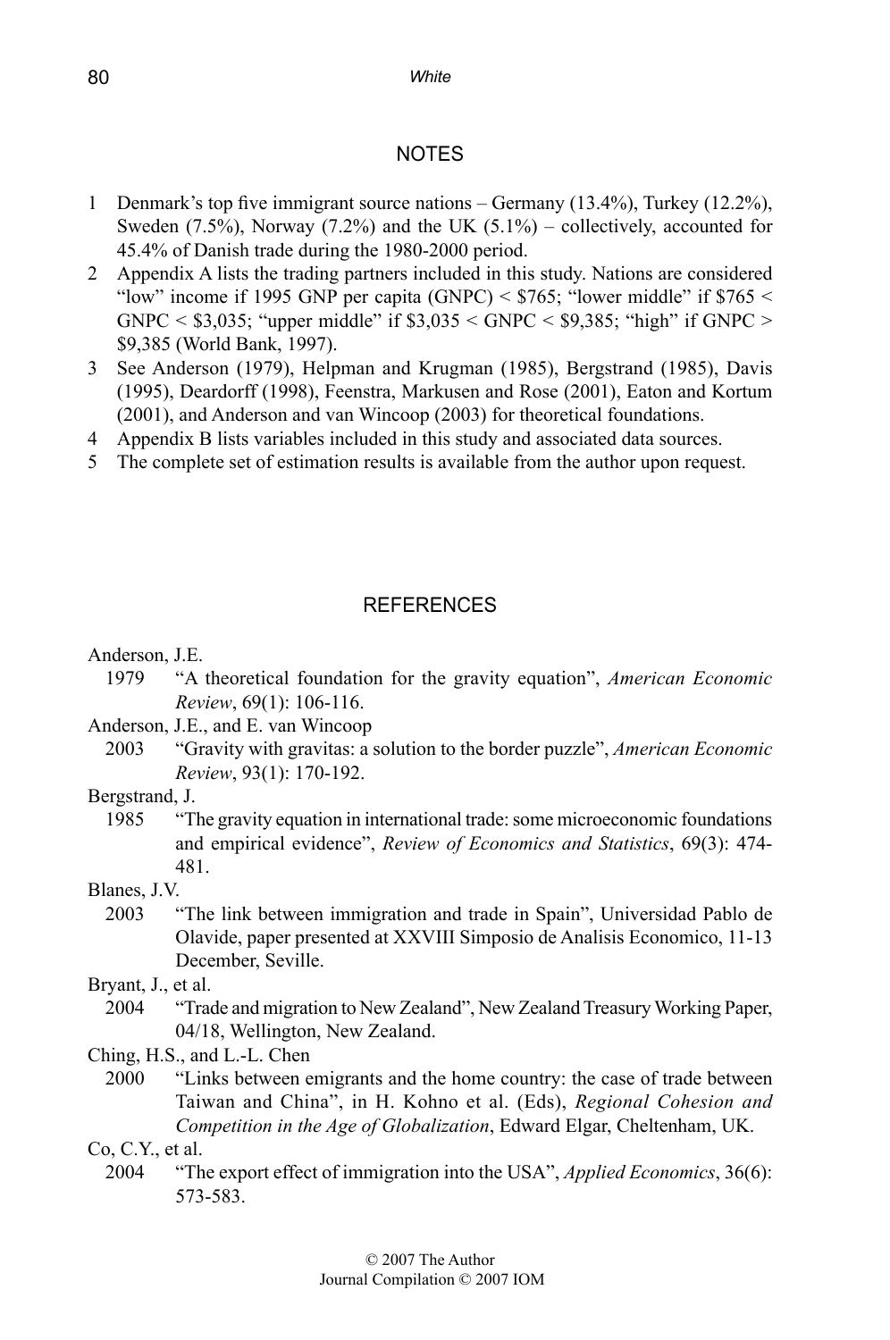## NOTES

1. Denmark's top five immigrant source nations – Germany (13.4%), Turkey (12.2%), Sweden (7.5%), Norway (7.2%) and the UK (5.1%) – collectively, accounted for 45.4% of Danish trade during the 1980-2000 period.
2. Appendix A lists the trading partners included in this study. Nations are considered "low" income if 1995 GNP per capita (GNPC) < $765; "lower middle" if $765 < GNPC < $3,035; "upper middle" if $3,035 < GNPC < $9,385; "high" if GNPC > $9,385 (World Bank, 1997).
3. See Anderson (1979), Helpman and Krugman (1985), Bergstrand (1985), Davis (1995), Deardorff (1998), Feenstra, Markusen and Rose (2001), Eaton and Kortum (2001), and Anderson and van Wincoop (2003) for theoretical foundations.
4. Appendix B lists variables included in this study and associated data sources.
5. The complete set of estimation results is available from the author upon request.

## REFERENCES

Anderson, J.E.

1979 "A theoretical foundation for the gravity equation", *American Economic Review*, 69(1): 106-116.

Anderson, J.E., and E. van Wincoop

2003 "Gravity with gravitas: a solution to the border puzzle", *American Economic Review*, 93(1): 170-192.

Bergstrand, J.

1985 "The gravity equation in international trade: some microeconomic foundations and empirical evidence", *Review of Economics and Statistics*, 69(3): 474-481.

Blanes, J.V.

2003 "The link between immigration and trade in Spain", Universidad Pablo de Olavide, paper presented at XXVIII Simposio de Analisis Economico, 11-13 December, Seville.

Bryant, J., et al.

2004 "Trade and migration to New Zealand", New Zealand Treasury Working Paper, 04/18, Wellington, New Zealand.

Ching, H.S., and L.-L. Chen

2000 "Links between emigrants and the home country: the case of trade between Taiwan and China", in H. Kohno et al. (Eds), *Regional Cohesion and Competition in the Age of Globalization*, Edward Elgar, Cheltenham, UK.

Co, C.Y., et al.

2004 "The export effect of immigration into the USA", *Applied Economics*, 36(6): 573-583.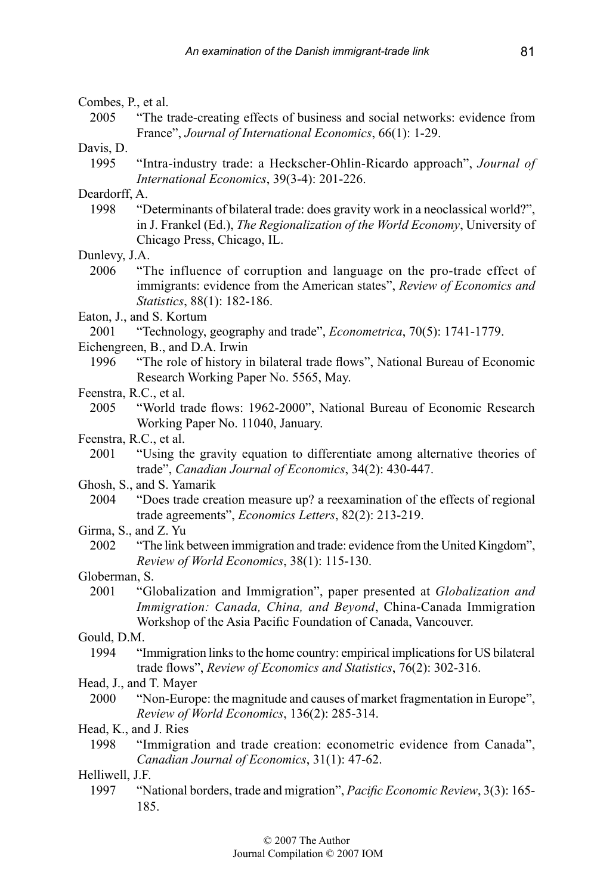Combes, P., et al.

2005 "The trade-creating effects of business and social networks: evidence from France", *Journal of International Economics*, 66(1): 1-29.

Davis, D.

1995 "Intra-industry trade: a Heckscher-Ohlin-Ricardo approach", *Journal of International Economics*, 39(3-4): 201-226.

Deardorff, A.

1998 "Determinants of bilateral trade: does gravity work in a neoclassical world?", in J. Frankel (Ed.), *The Regionalization of the World Economy*, University of Chicago Press, Chicago, IL.

Dunlevy, J.A.

2006 "The influence of corruption and language on the pro-trade effect of immigrants: evidence from the American states", *Review of Economics and Statistics*, 88(1): 182-186.

Eaton, J., and S. Kortum

2001 "Technology, geography and trade", *Econometrica*, 70(5): 1741-1779.

Eichengreen, B., and D.A. Irwin

1996 "The role of history in bilateral trade flows", National Bureau of Economic Research Working Paper No. 5565, May.

Feenstra, R.C., et al.

2005 "World trade flows: 1962-2000", National Bureau of Economic Research Working Paper No. 11040, January.

Feenstra, R.C., et al.

2001 "Using the gravity equation to differentiate among alternative theories of trade", *Canadian Journal of Economics*, 34(2): 430-447.

Ghosh, S., and S. Yamarik

2004 "Does trade creation measure up? a reexamination of the effects of regional trade agreements", *Economics Letters*, 82(2): 213-219.

Girma, S., and Z. Yu

2002 "The link between immigration and trade: evidence from the United Kingdom", *Review of World Economics*, 38(1): 115-130.

Globerman, S.

2001 "Globalization and Immigration", paper presented at *Globalization and Immigration: Canada, China, and Beyond*, China-Canada Immigration Workshop of the Asia Pacific Foundation of Canada, Vancouver.

Gould, D.M.

1994 "Immigration links to the home country: empirical implications for US bilateral trade flows", *Review of Economics and Statistics*, 76(2): 302-316.

Head, J., and T. Mayer

2000 "Non-Europe: the magnitude and causes of market fragmentation in Europe", *Review of World Economics*, 136(2): 285-314.

Head, K., and J. Ries

1998 "Immigration and trade creation: econometric evidence from Canada", *Canadian Journal of Economics*, 31(1): 47-62.

Helliwell, J.F.

1997 "National borders, trade and migration", *Pacific Economic Review*, 3(3): 165-185.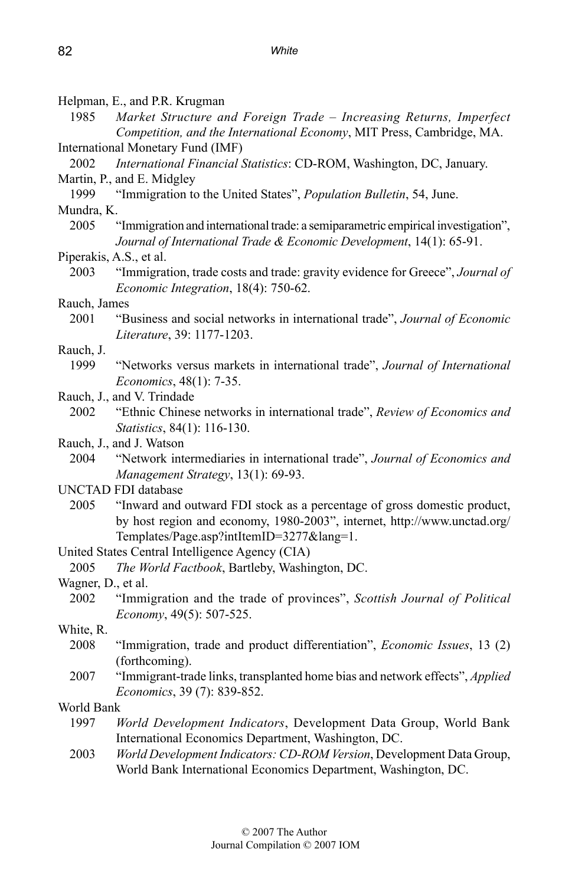Helpman, E., and P.R. Krugman

1985 *Market Structure and Foreign Trade – Increasing Returns, Imperfect Competition, and the International Economy*, MIT Press, Cambridge, MA.

International Monetary Fund (IMF)

2002 *International Financial Statistics*: CD-ROM, Washington, DC, January.

Martin, P., and E. Midgley

1999 "Immigration to the United States", *Population Bulletin*, 54, June.

Mundra, K.

2005 "Immigration and international trade: a semiparametric empirical investigation", *Journal of International Trade & Economic Development*, 14(1): 65-91.

Piperakis, A.S., et al.

2003 "Immigration, trade costs and trade: gravity evidence for Greece", *Journal of Economic Integration*, 18(4): 750-62.

Rauch, James

2001 "Business and social networks in international trade", *Journal of Economic Literature*, 39: 1177-1203.

Rauch, J.

1999 "Networks versus markets in international trade", *Journal of International Economics*, 48(1): 7-35.

Rauch, J., and V. Trindade

2002 "Ethnic Chinese networks in international trade", *Review of Economics and Statistics*, 84(1): 116-130.

Rauch, J., and J. Watson

2004 "Network intermediaries in international trade", *Journal of Economics and Management Strategy*, 13(1): 69-93.

UNCTAD FDI database

2005 "Inward and outward FDI stock as a percentage of gross domestic product, by host region and economy, 1980-2003", internet, http://www.unctad.org/Templates/Page.asp?intItemID=3277&lang=1.

United States Central Intelligence Agency (CIA)

2005 *The World Factbook*, Bartleby, Washington, DC.

Wagner, D., et al.

2002 "Immigration and the trade of provinces", *Scottish Journal of Political Economy*, 49(5): 507-525.

White, R.

2008 "Immigration, trade and product differentiation", *Economic Issues*, 13 (2) (forthcoming).

2007 "Immigrant-trade links, transplanted home bias and network effects", *Applied Economics*, 39 (7): 839-852.

World Bank

1997 *World Development Indicators*, Development Data Group, World Bank International Economics Department, Washington, DC.

2003 *World Development Indicators: CD-ROM Version*, Development Data Group, World Bank International Economics Department, Washington, DC.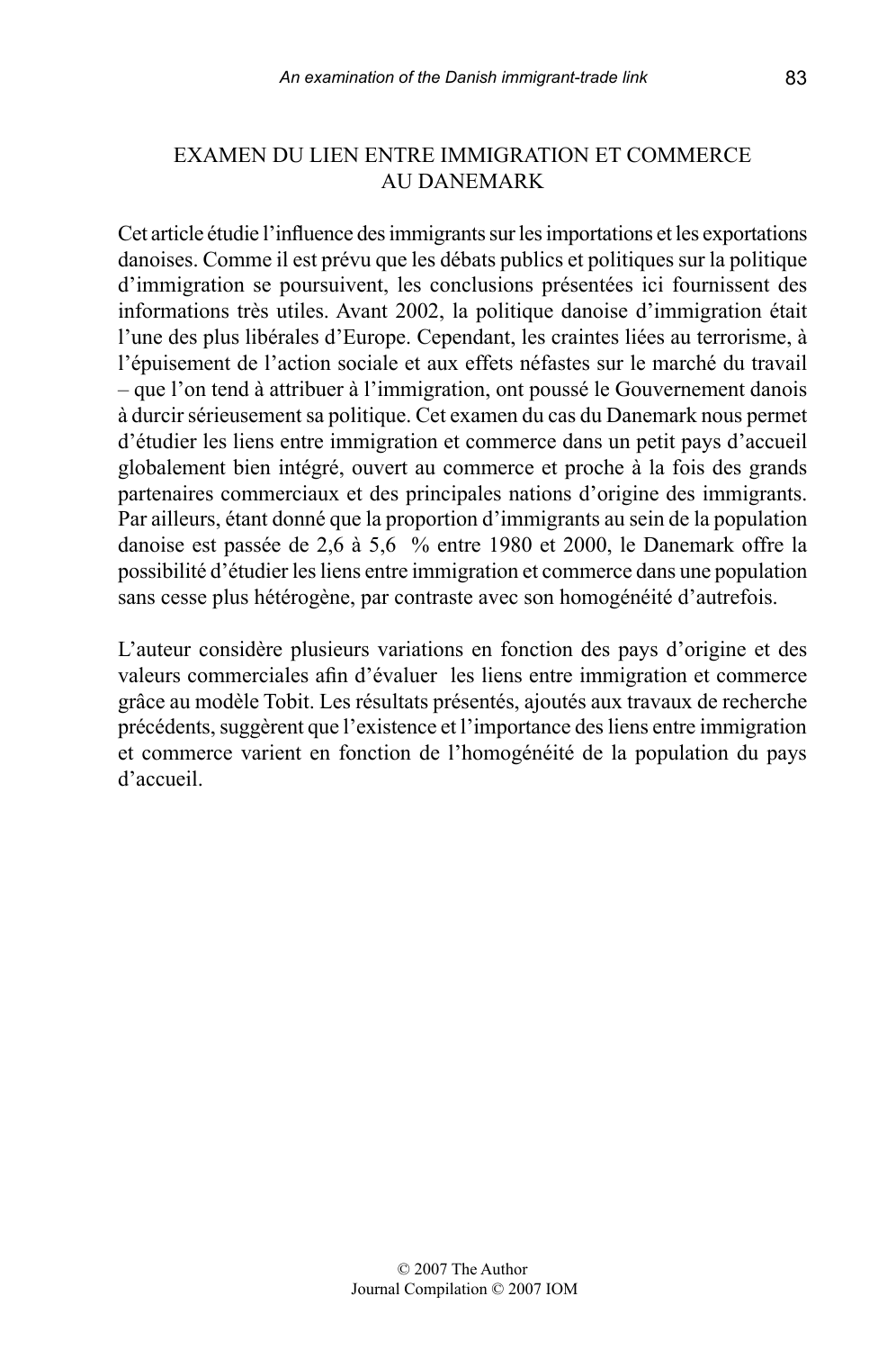## EXAMEN DU LIEN ENTRE IMMIGRATION ET COMMERCE AU DANEMARK

Cet article étudie l'influence des immigrants sur les importations et les exportations danoises. Comme il est prévu que les débats publics et politiques sur la politique d'immigration se poursuivent, les conclusions présentées ici fournissent des informations très utiles. Avant 2002, la politique danoise d'immigration était l'une des plus libérales d'Europe. Cependant, les craintes liées au terrorisme, à l'épuisement de l'action sociale et aux effets néfastes sur le marché du travail – que l'on tend à attribuer à l'immigration, ont poussé le Gouvernement danois à durcir sérieusement sa politique. Cet examen du cas du Danemark nous permet d'étudier les liens entre immigration et commerce dans un petit pays d'accueil globalement bien intégré, ouvert au commerce et proche à la fois des grands partenaires commerciaux et des principales nations d'origine des immigrants. Par ailleurs, étant donné que la proportion d'immigrants au sein de la population danoise est passée de 2,6 à 5,6 % entre 1980 et 2000, le Danemark offre la possibilité d'étudier les liens entre immigration et commerce dans une population sans cesse plus hétérogène, par contraste avec son homogénéité d'autrefois.

L'auteur considère plusieurs variations en fonction des pays d'origine et des valeurs commerciales afin d'évaluer les liens entre immigration et commerce grâce au modèle Tobit. Les résultats présentés, ajoutés aux travaux de recherche précédents, suggèrent que l'existence et l'importance des liens entre immigration et commerce varient en fonction de l'homogénéité de la population du pays d'accueil.

© 2007 The Author
Journal Compilation © 2007 IOM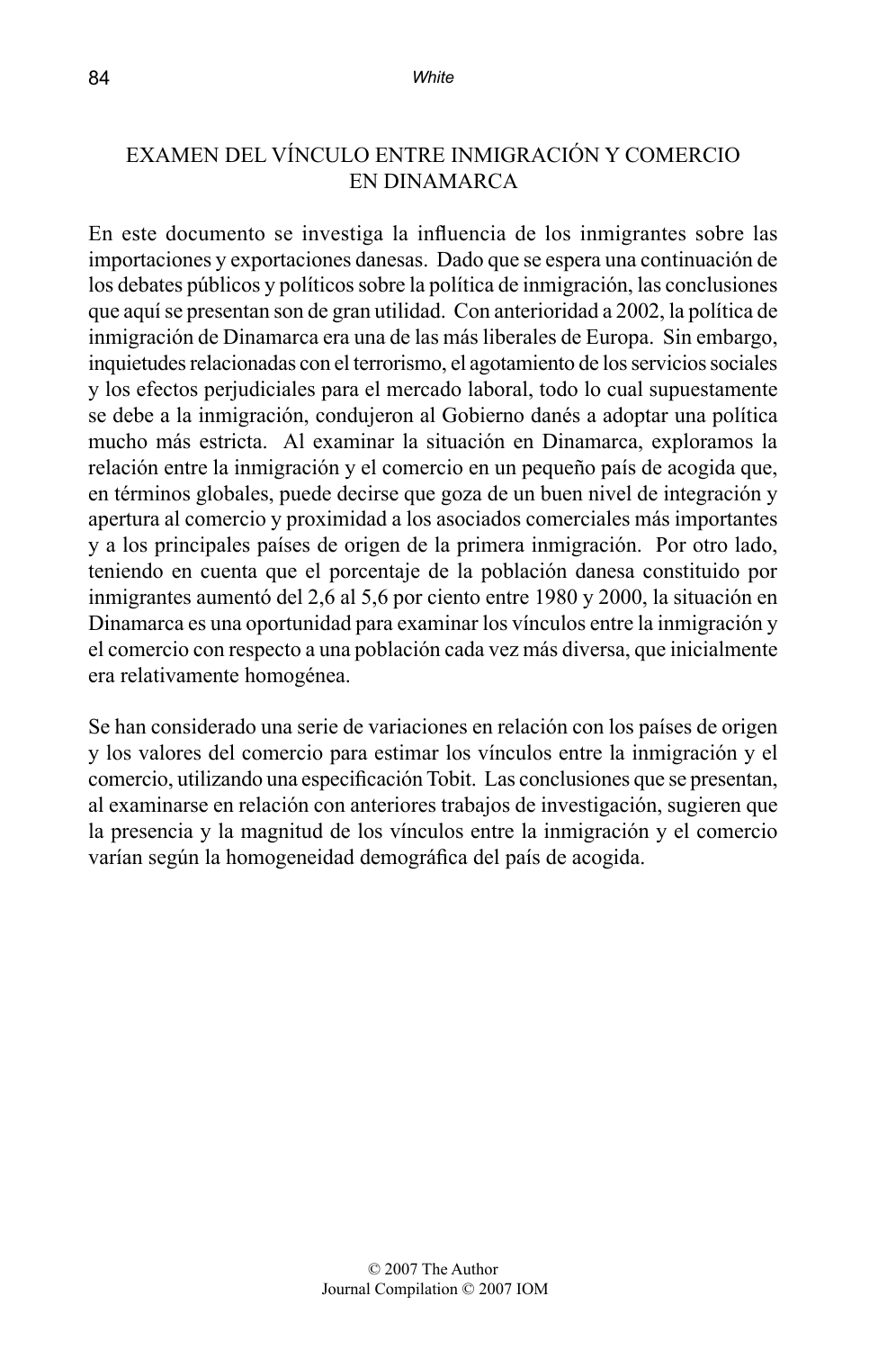## EXAMEN DEL VÍNCULO ENTRE INMIGRACIÓN Y COMERCIO EN DINAMARCA

En este documento se investiga la influencia de los inmigrantes sobre las importaciones y exportaciones danesas. Dado que se espera una continuación de los debates públicos y políticos sobre la política de inmigración, las conclusiones que aquí se presentan son de gran utilidad. Con anterioridad a 2002, la política de inmigración de Dinamarca era una de las más liberales de Europa. Sin embargo, inquietudes relacionadas con el terrorismo, el agotamiento de los servicios sociales y los efectos perjudiciales para el mercado laboral, todo lo cual supuestamente se debe a la inmigración, condujeron al Gobierno danés a adoptar una política mucho más estricta. Al examinar la situación en Dinamarca, exploramos la relación entre la inmigración y el comercio en un pequeño país de acogida que, en términos globales, puede decirse que goza de un buen nivel de integración y apertura al comercio y proximidad a los asociados comerciales más importantes y a los principales países de origen de la primera inmigración. Por otro lado, teniendo en cuenta que el porcentaje de la población danesa constituido por inmigrantes aumentó del 2,6 al 5,6 por ciento entre 1980 y 2000, la situación en Dinamarca es una oportunidad para examinar los vínculos entre la inmigración y el comercio con respecto a una población cada vez más diversa, que inicialmente era relativamente homogénea.

Se han considerado una serie de variaciones en relación con los países de origen y los valores del comercio para estimar los vínculos entre la inmigración y el comercio, utilizando una especificación Tobit. Las conclusiones que se presentan, al examinarse en relación con anteriores trabajos de investigación, sugieren que la presencia y la magnitud de los vínculos entre la inmigración y el comercio varían según la homogeneidad demográfica del país de acogida.

© 2007 The Author
Journal Compilation © 2007 IOM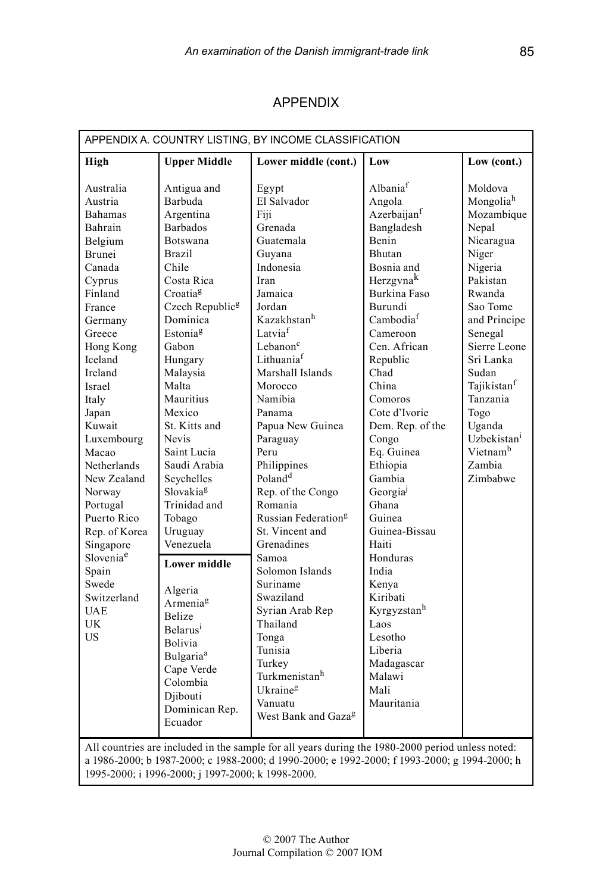## APPENDIX

APPENDIX A. COUNTRY LISTING, BY INCOME CLASSIFICATION

| High | Upper Middle | Lower middle (cont.) | Low | Low (cont.) |
|---|---|---|---|---|
| Australia | Antigua and Barbuda | Egypt | Albania[f] | Moldova |
| Austria | Argentina | El Salvador | Angola | Mongolia[h] |
| Bahamas | Barbados | Fiji | Azerbaijan[f] | Mozambique |
| Bahrain | Botswana | Grenada | Bangladesh | Nepal |
| Belgium | Brazil | Guatemala | Benin | Nicaragua |
| Brunei | Chile | Guyana | Bhutan | Niger |
| Canada | Costa Rica | Indonesia | Bosnia and Herzgvna[k] | Nigeria |
| Cyprus | Croatia[g] | Iran | Burkina Faso | Pakistan |
| Finland | Czech Republic[g] | Jamaica | Burundi | Rwanda |
| France | Dominica | Jordan | Cambodia[f] | Sao Tome and Principe |
| Germany | Estonia[g] | Kazakhstan[h] | Cameroon | Senegal |
| Greece | Gabon | Latvia[f] | Cen. African Republic | Sierre Leone |
| Hong Kong | Hungary | Lebanon[c] | Chad | Sri Lanka |
| Iceland | Malaysia | Lithuania[f] | China | Sudan |
| Ireland | Malta | Marshall Islands | Comoros | Tajikistan[f] |
| Israel | Mauritius | Morocco | Cote d'Ivorie | Tanzania |
| Italy | Mexico | Namibia | Dem. Rep. of the Congo | Togo |
| Japan | St. Kitts and Nevis | Panama | Eq. Guinea | Uganda |
| Kuwait | Saint Lucia | Papua New Guinea | Ethiopia | Uzbekistan[i] |
| Luxembourg | Saudi Arabia | Paraguay | Gambia | Vietnam[b] |
| Macao | Seychelles | Peru | Georgia[j] | Zambia |
| Netherlands | Slovakia[g] | Philippines | Ghana | Zimbabwe |
| New Zealand | Trinidad and Tobago | Poland[d] | Guinea | |
| Norway | Uruguay | Rep. of the Congo | Guinea-Bissau | |
| Portugal | Venezuela | Romania | Haiti | |
| Puerto Rico | **Lower middle** | Russian Federation[g] | Honduras | |
| Rep. of Korea | Algeria | St. Vincent and Grenadines | India | |
| Singapore | Armenia[g] | Samoa | Kenya | |
| Slovenia[e] | Belize | Solomon Islands | Kiribati | |
| Spain | Belarus[i] | Suriname | Kyrgyzstan[h] | |
| Swede | Bolivia | Swaziland | Laos | |
| Switzerland | Bulgaria[a] | Syrian Arab Rep | Lesotho | |
| UAE | Cape Verde | Thailand | Liberia | |
| UK | Colombia | Tonga | Madagascar | |
| US | Djibouti | Tunisia | Malawi | |
| | Dominican Rep. | Turkey | Mali | |
| | Ecuador | Turkmenistan[h] | Mauritania | |
| | | Ukraine[g] | | |
| | | Vanuatu | | |
| | | West Bank and Gaza[g] | | |

All countries are included in the sample for all years during the 1980-2000 period unless noted: a 1986-2000; b 1987-2000; c 1988-2000; d 1990-2000; e 1992-2000; f 1993-2000; g 1994-2000; h 1995-2000; i 1996-2000; j 1997-2000; k 1998-2000.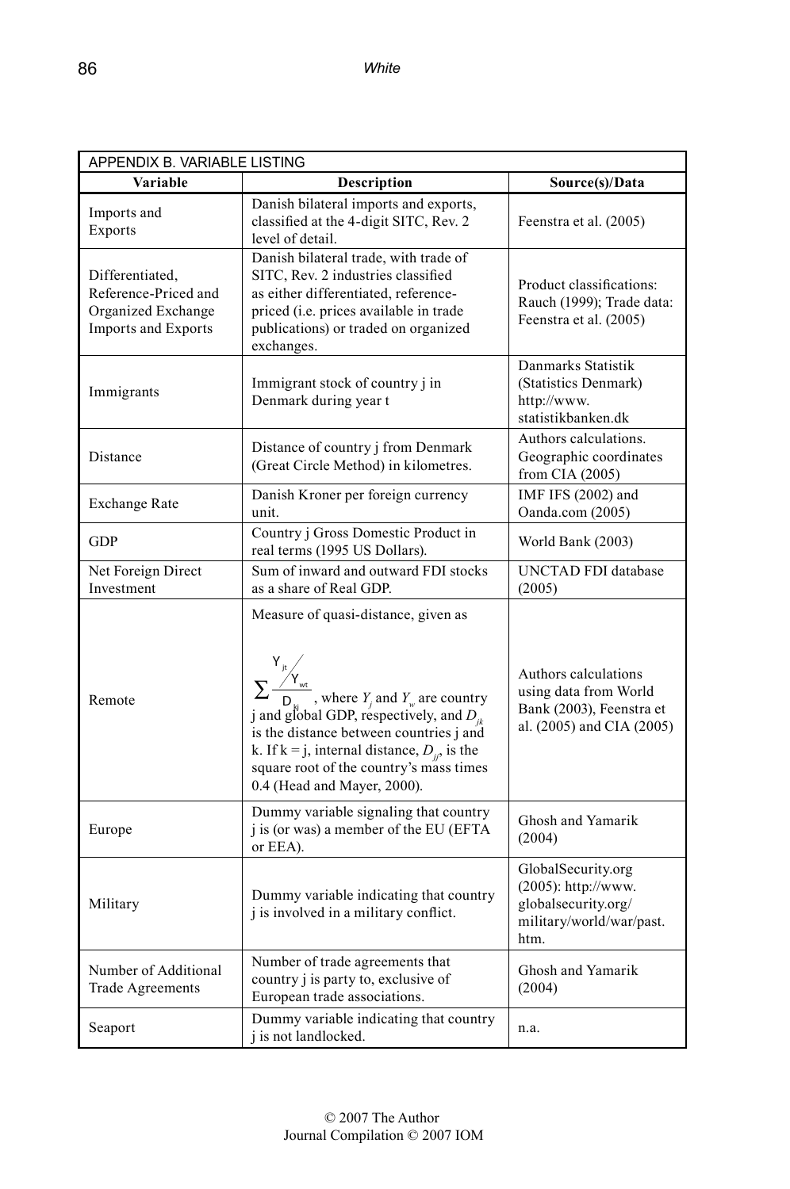| APPENDIX B. VARIABLE LISTING | | |
|---|---|---|
| **Variable** | **Description** | **Source(s)/Data** |
| Imports and Exports | Danish bilateral imports and exports, classified at the 4-digit SITC, Rev. 2 level of detail. | Feenstra et al. (2005) |
| Differentiated, Reference-Priced and Organized Exchange Imports and Exports | Danish bilateral trade, with trade of SITC, Rev. 2 industries classified as either differentiated, reference-priced (i.e. prices available in trade publications) or traded on organized exchanges. | Product classifications: Rauch (1999); Trade data: Feenstra et al. (2005) |
| Immigrants | Immigrant stock of country j in Denmark during year t | Danmarks Statistik (Statistics Denmark) http://www.statistikbanken.dk |
| Distance | Distance of country j from Denmark (Great Circle Method) in kilometres. | Authors calculations. Geographic coordinates from CIA (2005) |
| Exchange Rate | Danish Kroner per foreign currency unit. | IMF IFS (2002) and Oanda.com (2005) |
| GDP | Country j Gross Domestic Product in real terms (1995 US Dollars). | World Bank (2003) |
| Net Foreign Direct Investment | Sum of inward and outward FDI stocks as a share of Real GDP. | UNCTAD FDI database (2005) |
| Remote | Measure of quasi-distance, given as $\sum \frac{Y_{jt}/Y_{wt}}{D_{kj}}$, where $Y_j$ and $Y_w$ are country j and global GDP, respectively, and $D_{jk}$ is the distance between countries j and k. If k = j, internal distance, $D_{jj}$, is the square root of the country's mass times 0.4 (Head and Mayer, 2000). | Authors calculations using data from World Bank (2003), Feenstra et al. (2005) and CIA (2005) |
| Europe | Dummy variable signaling that country j is (or was) a member of the EU (EFTA or EEA). | Ghosh and Yamarik (2004) |
| Military | Dummy variable indicating that country j is involved in a military conflict. | GlobalSecurity.org (2005): http://www.globalsecurity.org/military/world/war/past.htm. |
| Number of Additional Trade Agreements | Number of trade agreements that country j is party to, exclusive of European trade associations. | Ghosh and Yamarik (2004) |
| Seaport | Dummy variable indicating that country j is not landlocked. | n.a. |

© 2007 The Author
Journal Compilation © 2007 IOM